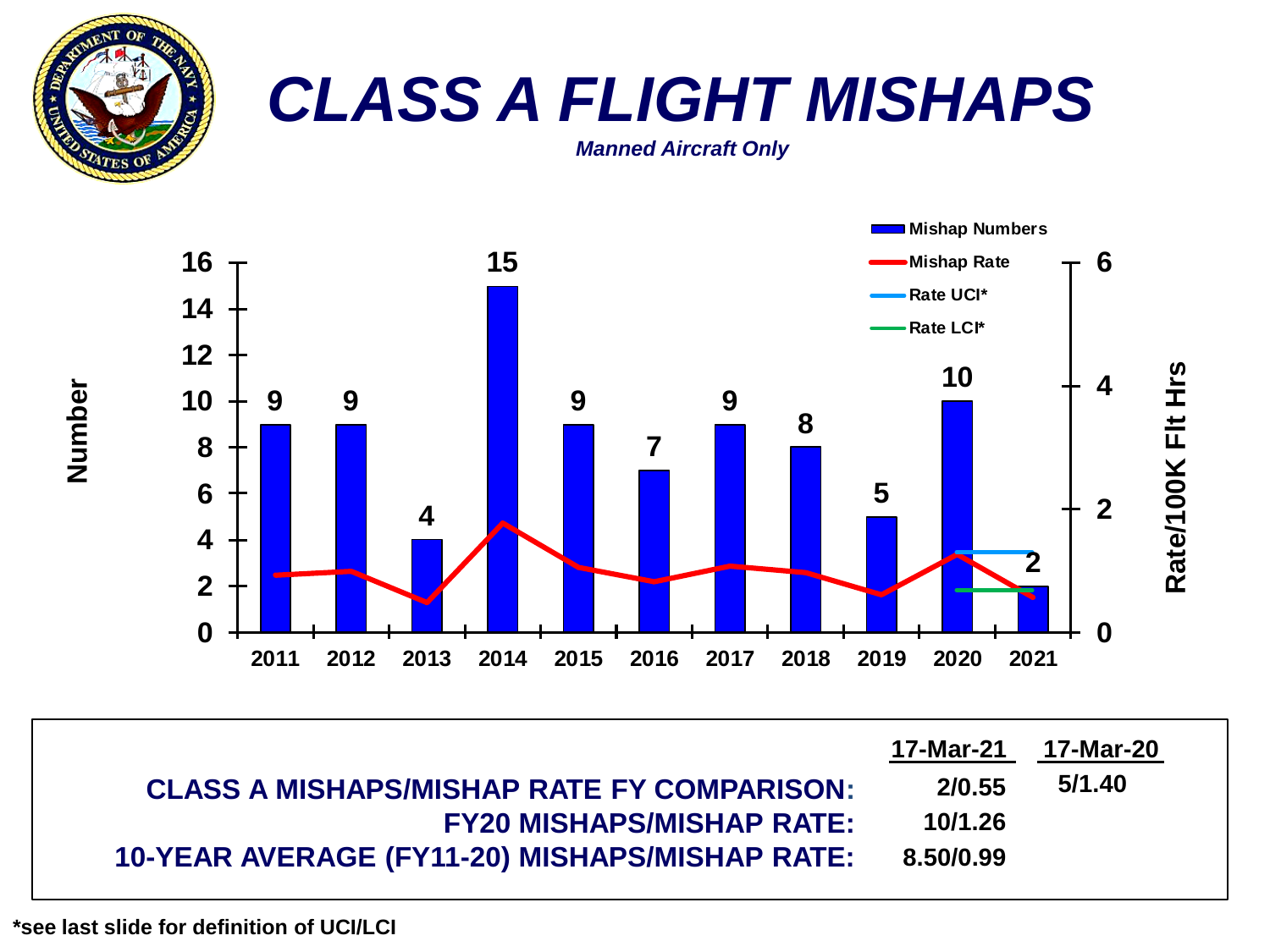# CLASS A FLIGHT MISHAPS

*Manned Aircraft Only*

| Year | Mishap Numbers |
|---|---|
| 2011 | 9 |
| 2012 | 9 |
| 2013 | 4 |
| 2014 | 15 |
| 2015 | 9 |
| 2016 | 7 |
| 2017 | 9 |
| 2018 | 8 |
| 2019 | 5 |
| 2020 | 10 |
| 2021 | 2 |

| | 17-Mar-21 | 17-Mar-20 |
|---|---|---|
| CLASS A MISHAPS/MISHAP RATE FY COMPARISON: | 2/0.55 | 5/1.40 |
| FY20 MISHAPS/MISHAP RATE: | 10/1.26 | |
| 10-YEAR AVERAGE (FY11-20) MISHAPS/MISHAP RATE: | 8.50/0.99 | |

*see last slide for definition of UCI/LCI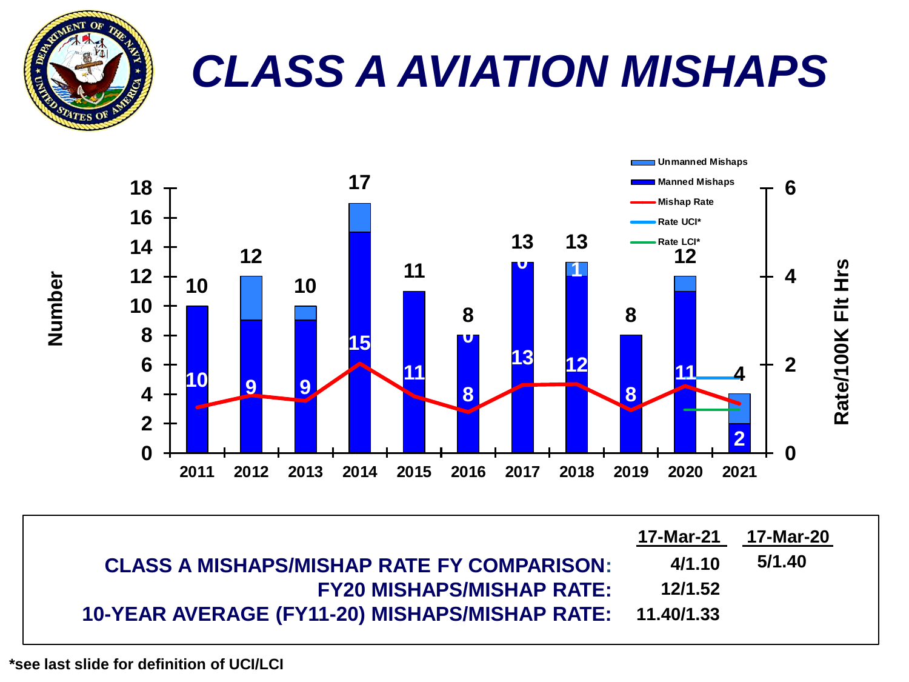# CLASS A AVIATION MISHAPS

| Year | Total | Manned Mishaps | Unmanned Mishaps |
|---|---|---|---|
| 2011 | 10 | 10 | |
| 2012 | 12 | 9 | |
| 2013 | 10 | 9 | |
| 2014 | 17 | 15 | |
| 2015 | 11 | 11 | |
| 2016 | 8 | 8 | 0 |
| 2017 | 13 | 13 | 0 |
| 2018 | 13 | 12 | 1 |
| 2019 | 8 | 8 | |
| 2020 | 12 | 11 | |
| 2021 | 4 | 2 | |

Legend: Unmanned Mishaps; Manned Mishaps; Mishap Rate; Rate UCI*; Rate LCI*

Axes: Number (left, 0–18); Rate/100K Flt Hrs (right, 0–6)

| | 17-Mar-21 | 17-Mar-20 |
|---|---|---|
| **CLASS A MISHAPS/MISHAP RATE FY COMPARISON:** | 4/1.10 | 5/1.40 |
| **FY20 MISHAPS/MISHAP RATE:** | 12/1.52 | |
| **10-YEAR AVERAGE (FY11-20) MISHAPS/MISHAP RATE:** | 11.40/1.33 | |

*see last slide for definition of UCI/LCI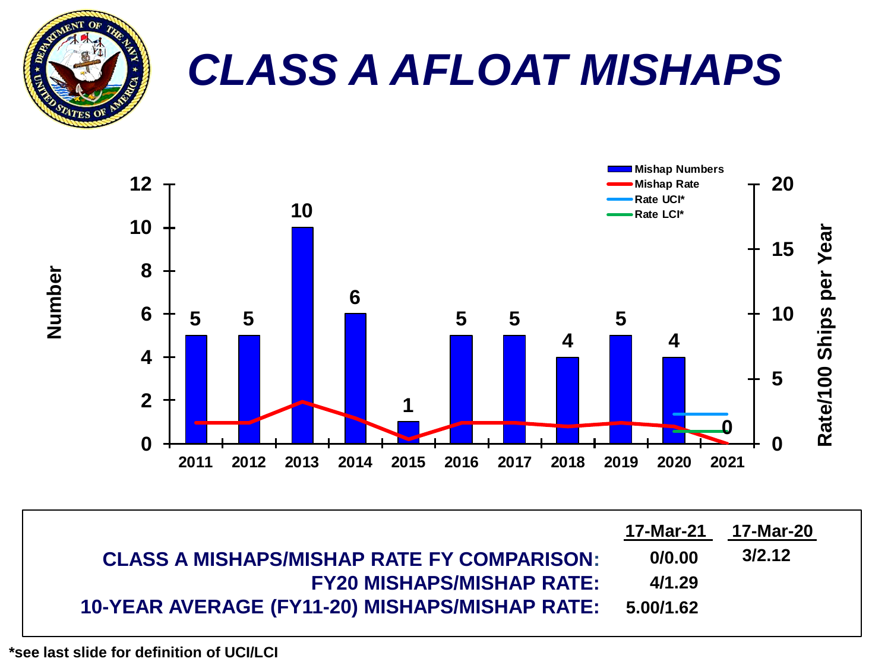# CLASS A AFLOAT MISHAPS

| Year | Mishap Numbers |
|---|---|
| 2011 | 5 |
| 2012 | 5 |
| 2013 | 10 |
| 2014 | 6 |
| 2015 | 1 |
| 2016 | 5 |
| 2017 | 5 |
| 2018 | 4 |
| 2019 | 5 |
| 2020 | 4 |
| 2021 | 0 |

Legend: Mishap Numbers; Mishap Rate; Rate UCI*; Rate LCI*

Left axis: Number. Right axis: Rate/100 Ships per Year

| | 17-Mar-21 | 17-Mar-20 |
|---|---|---|
| CLASS A MISHAPS/MISHAP RATE FY COMPARISON: | 0/0.00 | 3/2.12 |
| FY20 MISHAPS/MISHAP RATE: | 4/1.29 | |
| 10-YEAR AVERAGE (FY11-20) MISHAPS/MISHAP RATE: | 5.00/1.62 | |

*see last slide for definition of UCI/LCI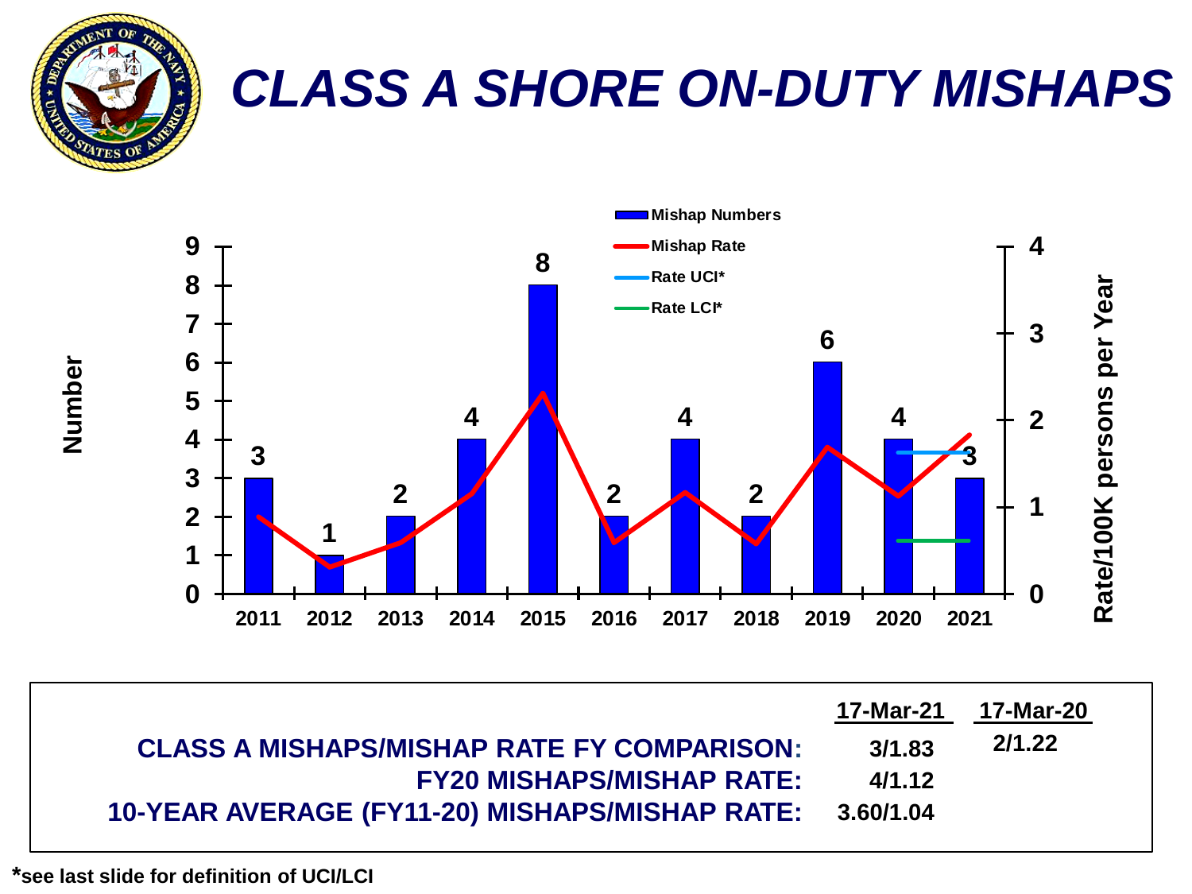# CLASS A SHORE ON-DUTY MISHAPS

Mishap Numbers
Mishap Rate
Rate UCI*
Rate LCI*

Number

Rate/100K persons per Year

| Year | 2011 | 2012 | 2013 | 2014 | 2015 | 2016 | 2017 | 2018 | 2019 | 2020 | 2021 |
|---|---|---|---|---|---|---|---|---|---|---|---|
| Mishap Numbers | 3 | 1 | 2 | 4 | 8 | 2 | 4 | 2 | 6 | 4 | 3 |

| | 17-Mar-21 | 17-Mar-20 |
|---|---|---|
| CLASS A MISHAPS/MISHAP RATE FY COMPARISON: | 3/1.83 | 2/1.22 |
| FY20 MISHAPS/MISHAP RATE: | 4/1.12 | |
| 10-YEAR AVERAGE (FY11-20) MISHAPS/MISHAP RATE: | 3.60/1.04 | |

*see last slide for definition of UCI/LCI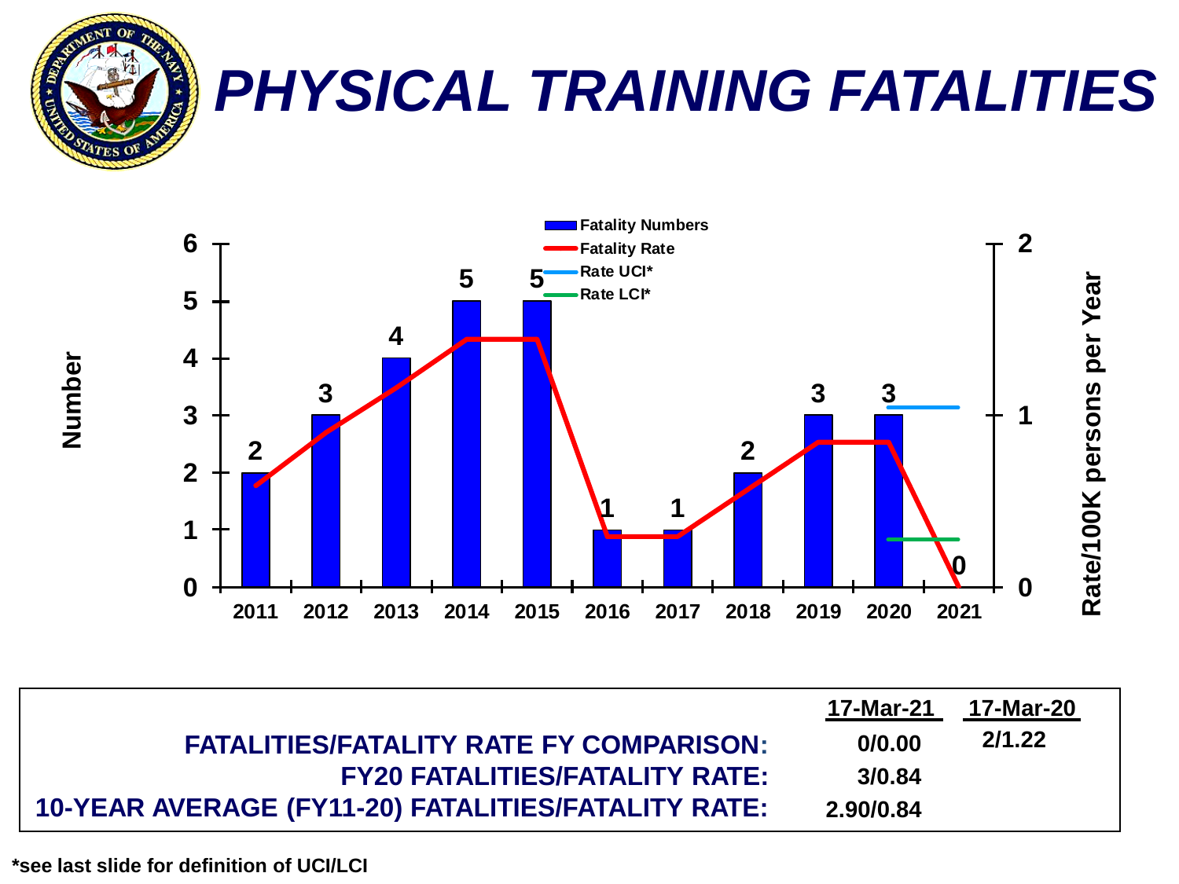# PHYSICAL TRAINING FATALITIES

| | 17-Mar-21 | 17-Mar-20 |
|---|---|---|
| FATALITIES/FATALITY RATE FY COMPARISON: | 0/0.00 | 2/1.22 |
| FY20 FATALITIES/FATALITY RATE: | 3/0.84 | |
| 10-YEAR AVERAGE (FY11-20) FATALITIES/FATALITY RATE: | 2.90/0.84 | |

*see last slide for definition of UCI/LCI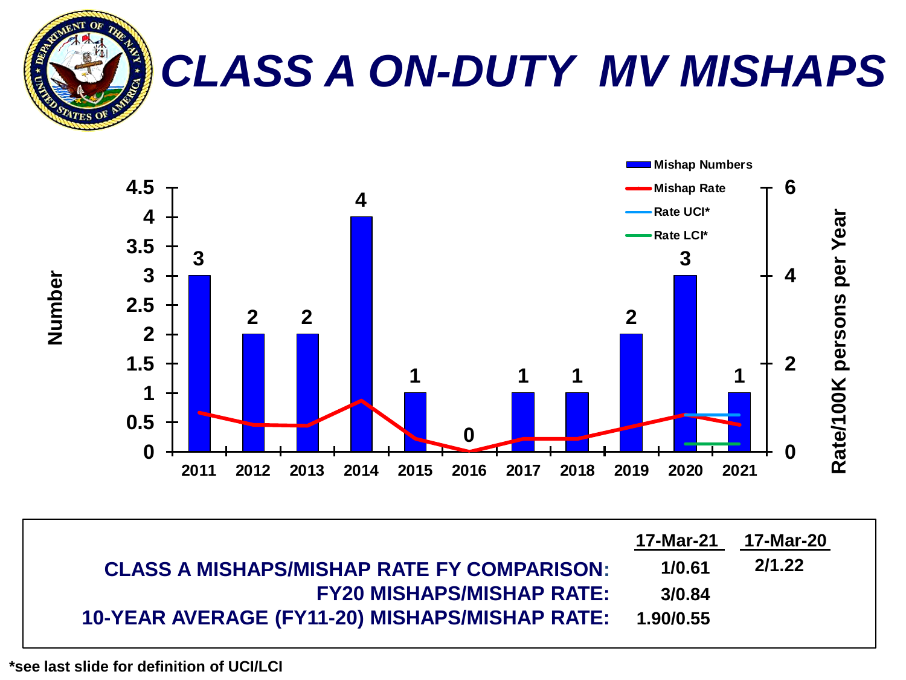# CLASS A ON-DUTY MV MISHAPS

| Year | 2011 | 2012 | 2013 | 2014 | 2015 | 2016 | 2017 | 2018 | 2019 | 2020 | 2021 |
|---|---|---|---|---|---|---|---|---|---|---|---|
| Mishap Numbers | 3 | 2 | 2 | 4 | 1 | 0 | 1 | 1 | 2 | 3 | 1 |

| | 17-Mar-21 | 17-Mar-20 |
|---|---|---|
| **CLASS A MISHAPS/MISHAP RATE FY COMPARISON:** | 1/0.61 | 2/1.22 |
| **FY20 MISHAPS/MISHAP RATE:** | 3/0.84 | |
| **10-YEAR AVERAGE (FY11-20) MISHAPS/MISHAP RATE:** | 1.90/0.55 | |

*see last slide for definition of UCI/LCI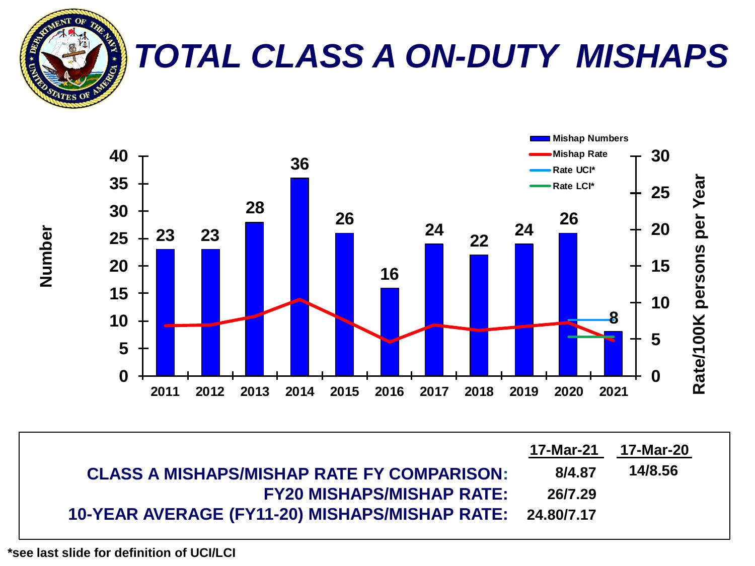# TOTAL CLASS A ON-DUTY MISHAPS

| Year | 2011 | 2012 | 2013 | 2014 | 2015 | 2016 | 2017 | 2018 | 2019 | 2020 | 2021 |
|---|---|---|---|---|---|---|---|---|---|---|---|
| Mishap Numbers | 23 | 23 | 28 | 36 | 26 | 16 | 24 | 22 | 24 | 26 | 8 |

Legend: Mishap Numbers; Mishap Rate; Rate UCI*; Rate LCI*

Left axis: Number (0–40). Right axis: Rate/100K persons per Year (0–30).

| | 17-Mar-21 | 17-Mar-20 |
|---|---|---|
| **CLASS A MISHAPS/MISHAP RATE FY COMPARISON:** | 8/4.87 | 14/8.56 |
| **FY20 MISHAPS/MISHAP RATE:** | 26/7.29 | |
| **10-YEAR AVERAGE (FY11-20) MISHAPS/MISHAP RATE:** | 24.80/7.17 | |

*see last slide for definition of UCI/LCI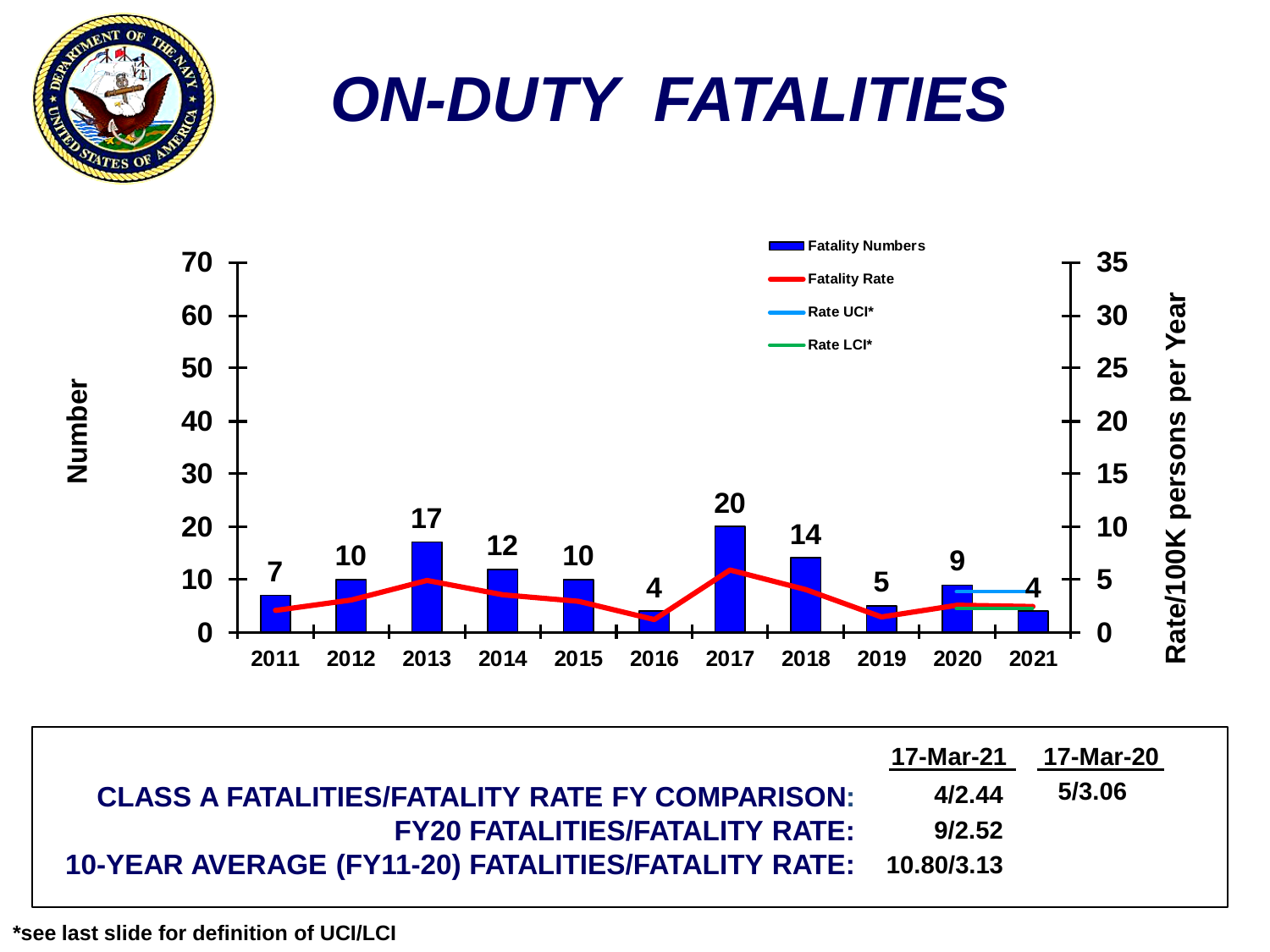# ON-DUTY FATALITIES

| Year | 2011 | 2012 | 2013 | 2014 | 2015 | 2016 | 2017 | 2018 | 2019 | 2020 | 2021 |
|---|---|---|---|---|---|---|---|---|---|---|---|
| Fatality Numbers | 7 | 10 | 17 | 12 | 10 | 4 | 20 | 14 | 5 | 9 | 4 |

Legend: Fatality Numbers; Fatality Rate; Rate UCI*; Rate LCI*

Left axis: Number (0–70). Right axis: Rate/100K persons per Year (0–35).

| | 17-Mar-21 | 17-Mar-20 |
|---|---|---|
| **CLASS A FATALITIES/FATALITY RATE FY COMPARISON:** | 4/2.44 | 5/3.06 |
| **FY20 FATALITIES/FATALITY RATE:** | 9/2.52 | |
| **10-YEAR AVERAGE (FY11-20) FATALITIES/FATALITY RATE:** | 10.80/3.13 | |

*see last slide for definition of UCI/LCI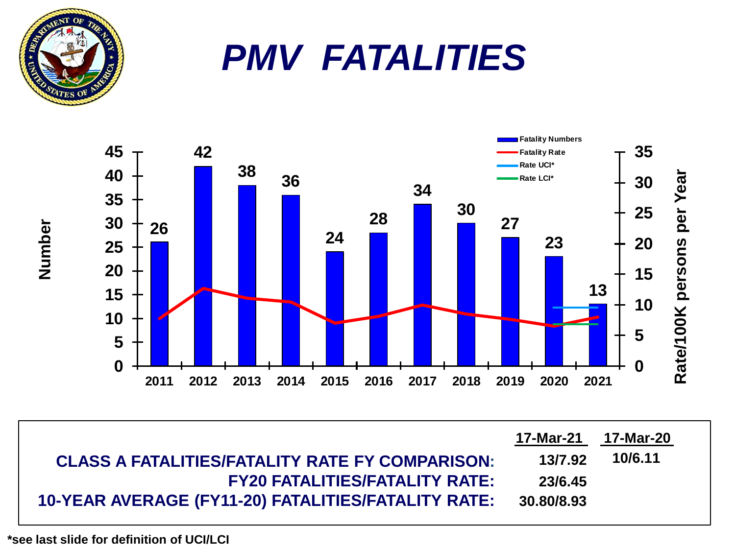# *PMV FATALITIES*

| Year | Fatality Numbers |
|---|---|
| 2011 | 26 |
| 2012 | 42 |
| 2013 | 38 |
| 2014 | 36 |
| 2015 | 24 |
| 2016 | 28 |
| 2017 | 34 |
| 2018 | 30 |
| 2019 | 27 |
| 2020 | 23 |
| 2021 | 13 |

Legend: Fatality Numbers; Fatality Rate; Rate UCI*; Rate LCI*

Left axis: Number. Right axis: Rate/100K persons per Year

| | 17-Mar-21 | 17-Mar-20 |
|---|---|---|
| **CLASS A FATALITIES/FATALITY RATE FY COMPARISON:** | 13/7.92 | 10/6.11 |
| **FY20 FATALITIES/FATALITY RATE:** | 23/6.45 | |
| **10-YEAR AVERAGE (FY11-20) FATALITIES/FATALITY RATE:** | 30.80/8.93 | |

*see last slide for definition of UCI/LCI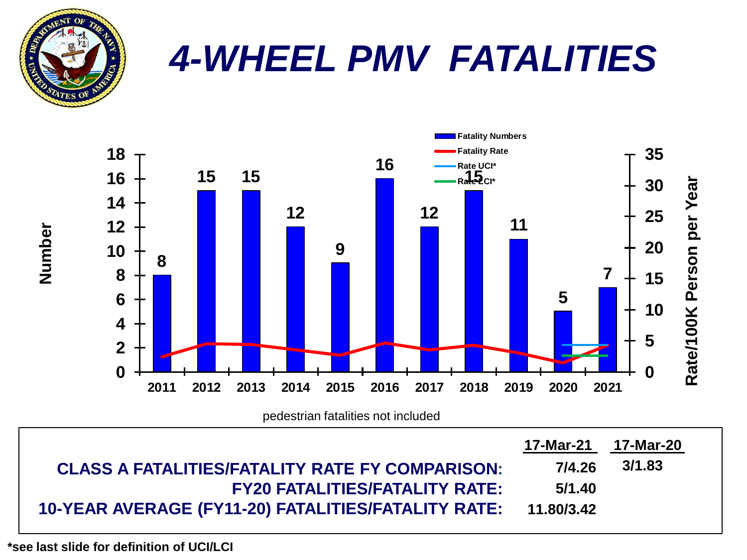# 4-WHEEL PMV FATALITIES

| Year | 2011 | 2012 | 2013 | 2014 | 2015 | 2016 | 2017 | 2018 | 2019 | 2020 | 2021 |
|---|---|---|---|---|---|---|---|---|---|---|---|
| Fatality Numbers | 8 | 15 | 15 | 12 | 9 | 16 | 12 | 15 | 11 | 5 | 7 |

Legend: Fatality Numbers, Fatality Rate, Rate UCI*, Rate LCI*

Left axis: Number. Right axis: Rate/100K Person per Year.

pedestrian fatalities not included

| | 17-Mar-21 | 17-Mar-20 |
|---|---|---|
| **CLASS A FATALITIES/FATALITY RATE FY COMPARISON:** | 7/4.26 | 3/1.83 |
| **FY20 FATALITIES/FATALITY RATE:** | 5/1.40 | |
| **10-YEAR AVERAGE (FY11-20) FATALITIES/FATALITY RATE:** | 11.80/3.42 | |

*see last slide for definition of UCI/LCI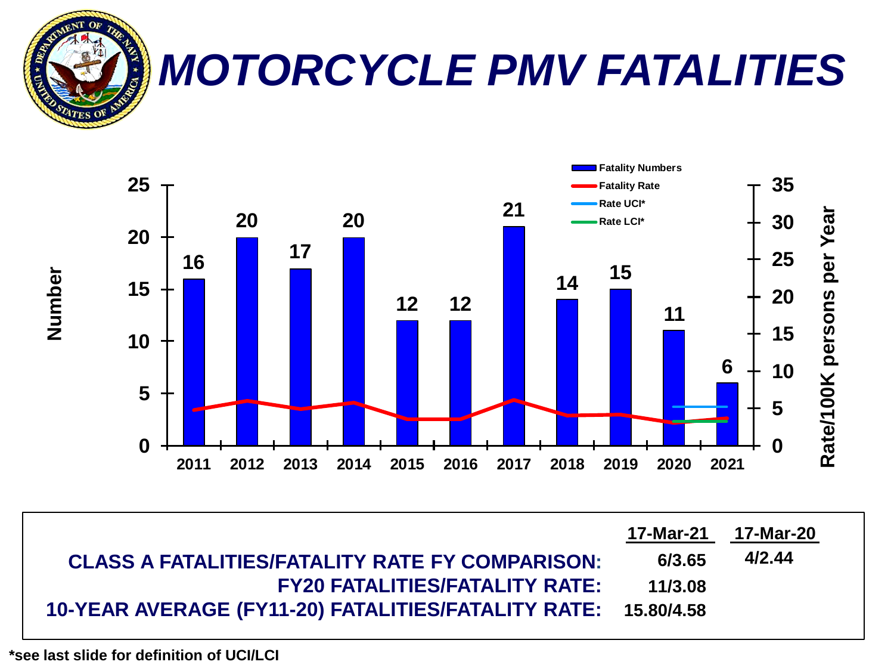# *MOTORCYCLE PMV FATALITIES*

| Year | 2011 | 2012 | 2013 | 2014 | 2015 | 2016 | 2017 | 2018 | 2019 | 2020 | 2021 |
|---|---|---|---|---|---|---|---|---|---|---|---|
| Fatality Numbers | 16 | 20 | 17 | 20 | 12 | 12 | 21 | 14 | 15 | 11 | 6 |

Legend: Fatality Numbers; Fatality Rate; Rate UCI*; Rate LCI*

Left axis: Number. Right axis: Rate/100K persons per Year

| | 17-Mar-21 | 17-Mar-20 |
|---|---|---|
| **CLASS A FATALITIES/FATALITY RATE FY COMPARISON:** | 6/3.65 | 4/2.44 |
| **FY20 FATALITIES/FATALITY RATE:** | 11/3.08 | |
| **10-YEAR AVERAGE (FY11-20) FATALITIES/FATALITY RATE:** | 15.80/4.58 | |

*see last slide for definition of UCI/LCI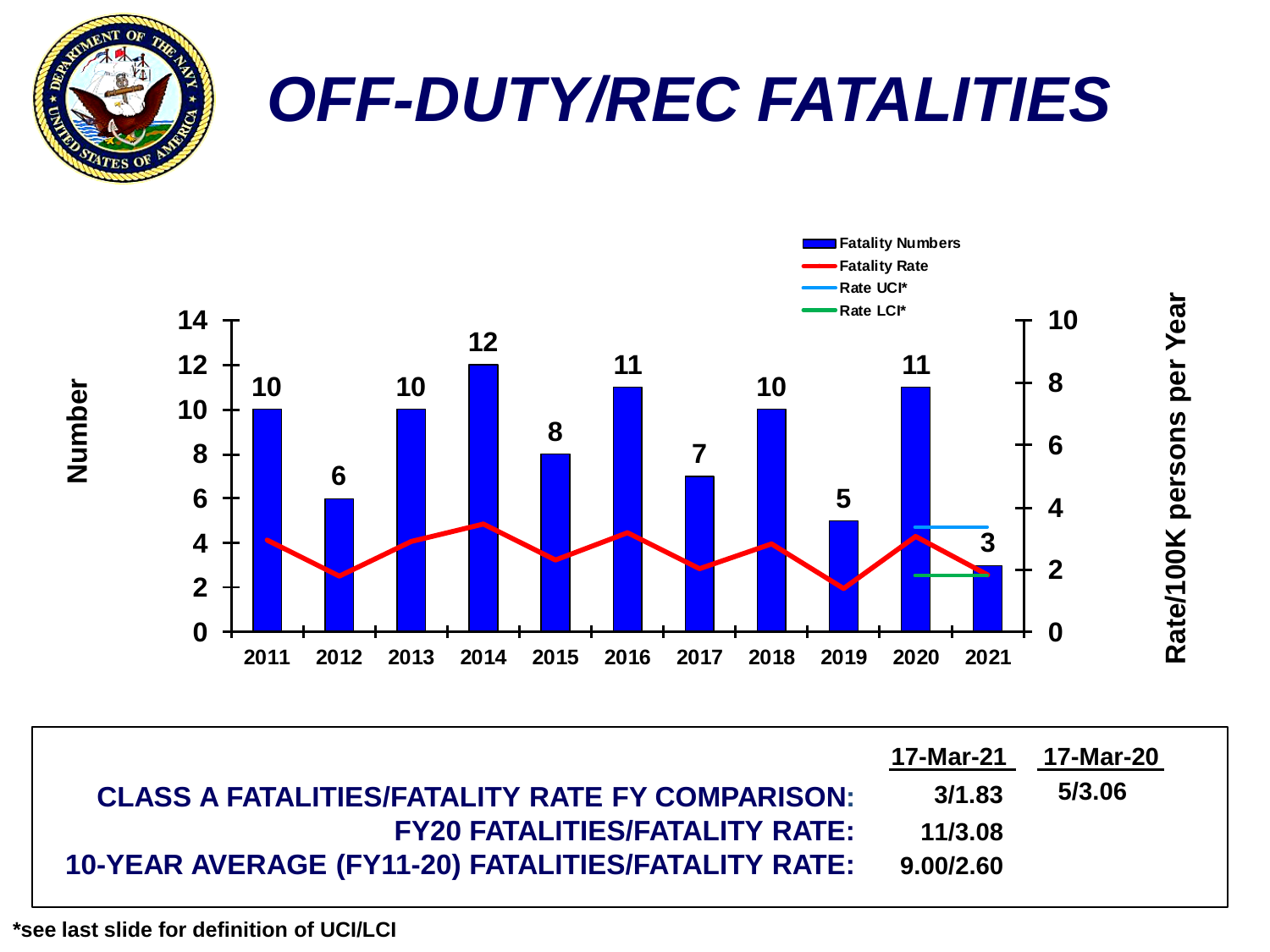# *OFF-DUTY/REC FATALITIES*

| Year | 2011 | 2012 | 2013 | 2014 | 2015 | 2016 | 2017 | 2018 | 2019 | 2020 | 2021 |
|---|---|---|---|---|---|---|---|---|---|---|---|
| Fatality Numbers | 10 | 6 | 10 | 12 | 8 | 11 | 7 | 10 | 5 | 11 | 3 |

Legend: Fatality Numbers; Fatality Rate; Rate UCI*; Rate LCI*

Left axis: Number. Right axis: Rate/100K persons per Year

| | 17-Mar-21 | 17-Mar-20 |
|---|---|---|
| **CLASS A FATALITIES/FATALITY RATE FY COMPARISON:** | 3/1.83 | 5/3.06 |
| **FY20 FATALITIES/FATALITY RATE:** | 11/3.08 | |
| **10-YEAR AVERAGE (FY11-20) FATALITIES/FATALITY RATE:** | 9.00/2.60 | |

**\*see last slide for definition of UCI/LCI**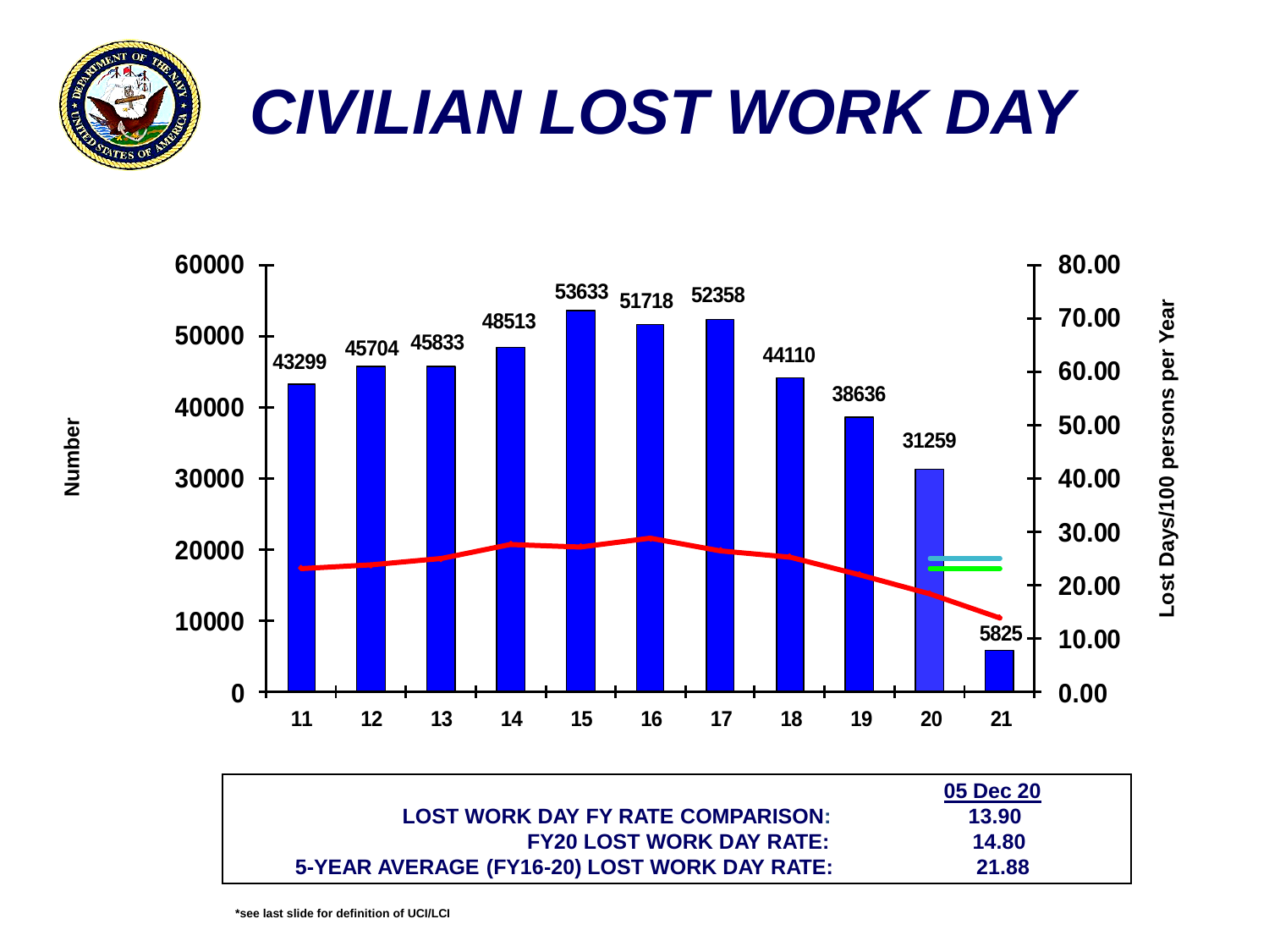# CIVILIAN LOST WORK DAY

| FY | Number |
| --- | --- |
| 11 | 43299 |
| 12 | 45704 |
| 13 | 45833 |
| 14 | 48513 |
| 15 | 53633 |
| 16 | 51718 |
| 17 | 52358 |
| 18 | 44110 |
| 19 | 38636 |
| 20 | 31259 |
| 21 | 5825 |

Number

Lost Days/100 persons per Year

| | 05 Dec 20 |
| --- | --- |
| LOST WORK DAY FY RATE COMPARISON: | 13.90 |
| FY20 LOST WORK DAY RATE: | 14.80 |
| 5-YEAR AVERAGE (FY16-20) LOST WORK DAY RATE: | 21.88 |

*see last slide for definition of UCI/LCI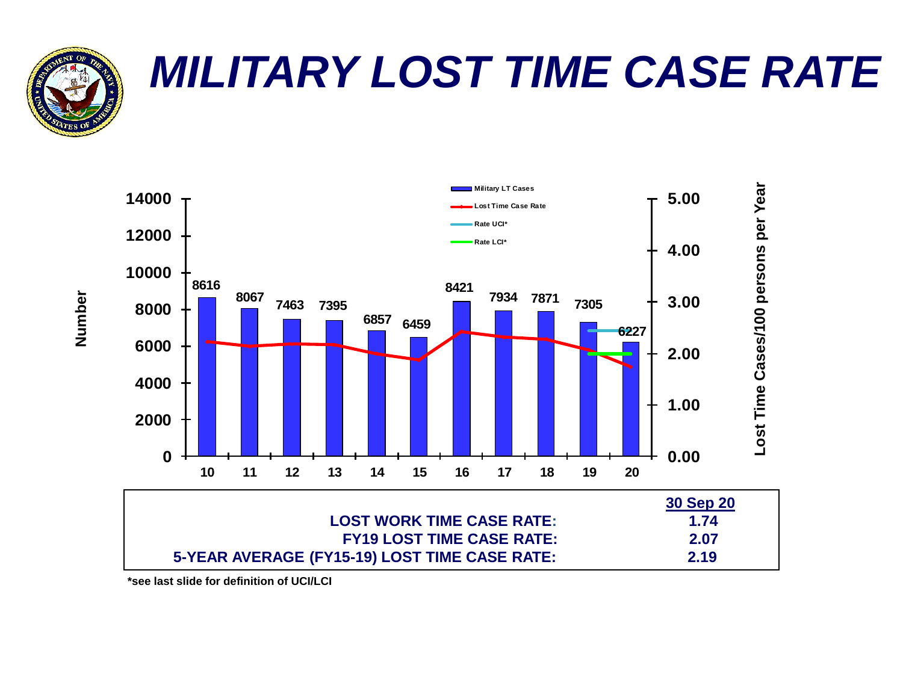# MILITARY LOST TIME CASE RATE

| Year | 10 | 11 | 12 | 13 | 14 | 15 | 16 | 17 | 18 | 19 | 20 |
|---|---|---|---|---|---|---|---|---|---|---|---|
| Military LT Cases | 8616 | 8067 | 7463 | 7395 | 6857 | 6459 | 8421 | 7934 | 7871 | 7305 | 6227 |

| | 30 Sep 20 |
|---|---|
| LOST WORK TIME CASE RATE: | 1.74 |
| FY19 LOST TIME CASE RATE: | 2.07 |
| 5-YEAR AVERAGE (FY15-19) LOST TIME CASE RATE: | 2.19 |

*see last slide for definition of UCI/LCI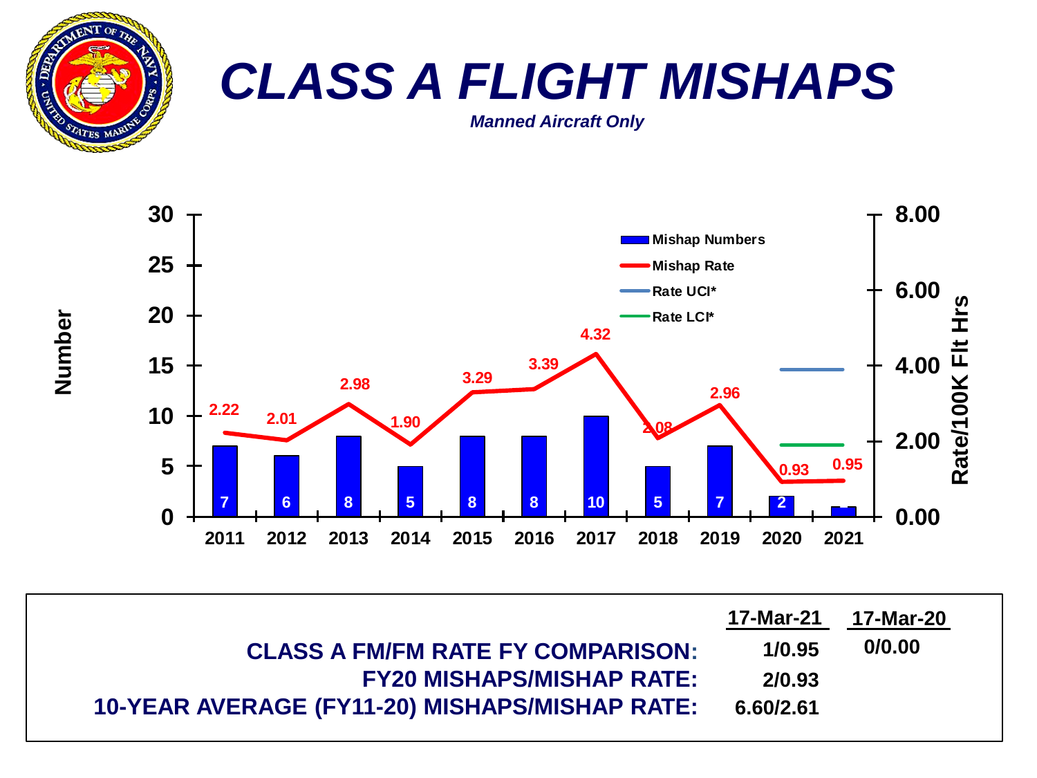# CLASS A FLIGHT MISHAPS

*Manned Aircraft Only*

| Year | Mishap Numbers | Mishap Rate |
|---|---|---|
| 2011 | 7 | 2.22 |
| 2012 | 6 | 2.01 |
| 2013 | 8 | 2.98 |
| 2014 | 5 | 1.90 |
| 2015 | 8 | 3.29 |
| 2016 | 8 | 3.39 |
| 2017 | 10 | 4.32 |
| 2018 | 5 | 2.08 |
| 2019 | 7 | 2.96 |
| 2020 | 2 | 0.93 |
| 2021 | 1 | 0.95 |

| | 17-Mar-21 | 17-Mar-20 |
|---|---|---|
| CLASS A FM/FM RATE FY COMPARISON: | 1/0.95 | 0/0.00 |
| FY20 MISHAPS/MISHAP RATE: | 2/0.93 | |
| 10-YEAR AVERAGE (FY11-20) MISHAPS/MISHAP RATE: | 6.60/2.61 | |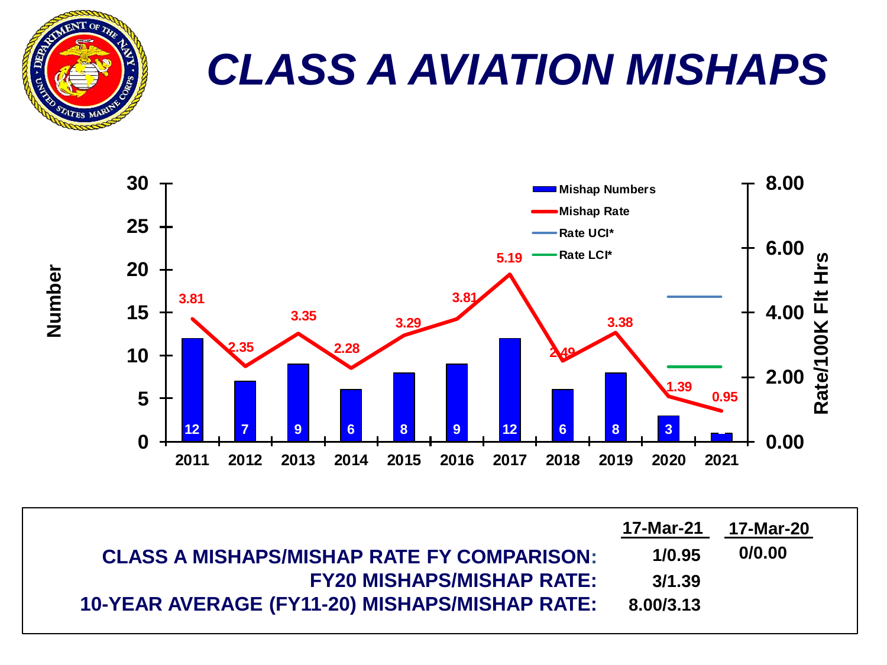# CLASS A AVIATION MISHAPS

| Year | Mishap Numbers | Mishap Rate (Rate/100K Flt Hrs) |
|---|---|---|
| 2011 | 12 | 3.81 |
| 2012 | 7 | 2.35 |
| 2013 | 9 | 3.35 |
| 2014 | 6 | 2.28 |
| 2015 | 8 | 3.29 |
| 2016 | 9 | 3.81 |
| 2017 | 12 | 5.19 |
| 2018 | 6 | 2.49 |
| 2019 | 8 | 3.38 |
| 2020 | 3 | 1.39 |
| 2021 | 1 | 0.95 |

Legend: Mishap Numbers; Mishap Rate; Rate UCI*; Rate LCI*

| | 17-Mar-21 | 17-Mar-20 |
|---|---|---|
| CLASS A MISHAPS/MISHAP RATE FY COMPARISON: | 1/0.95 | 0/0.00 |
| FY20 MISHAPS/MISHAP RATE: | 3/1.39 | |
| 10-YEAR AVERAGE (FY11-20) MISHAPS/MISHAP RATE: | 8.00/3.13 | |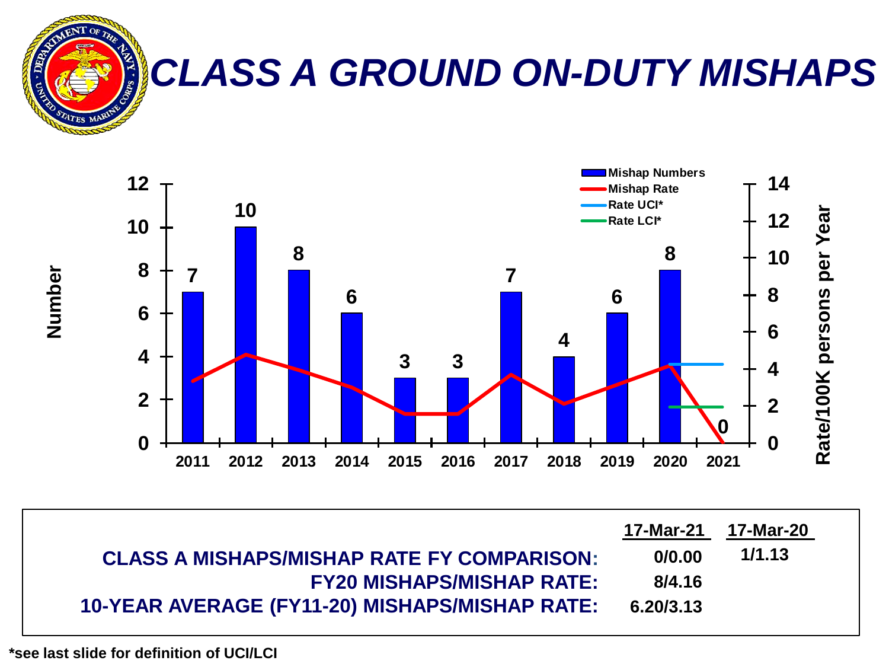# CLASS A GROUND ON-DUTY MISHAPS

| Year | Mishap Numbers |
|---|---|
| 2011 | 7 |
| 2012 | 10 |
| 2013 | 8 |
| 2014 | 6 |
| 2015 | 3 |
| 2016 | 3 |
| 2017 | 7 |
| 2018 | 4 |
| 2019 | 6 |
| 2020 | 8 |
| 2021 | 0 |

Legend: Mishap Numbers; Mishap Rate; Rate UCI*; Rate LCI*

Number | Rate/100K persons per Year

| | 17-Mar-21 | 17-Mar-20 |
|---|---|---|
| **CLASS A MISHAPS/MISHAP RATE FY COMPARISON:** | 0/0.00 | 1/1.13 |
| **FY20 MISHAPS/MISHAP RATE:** | 8/4.16 | |
| **10-YEAR AVERAGE (FY11-20) MISHAPS/MISHAP RATE:** | 6.20/3.13 | |

*see last slide for definition of UCI/LCI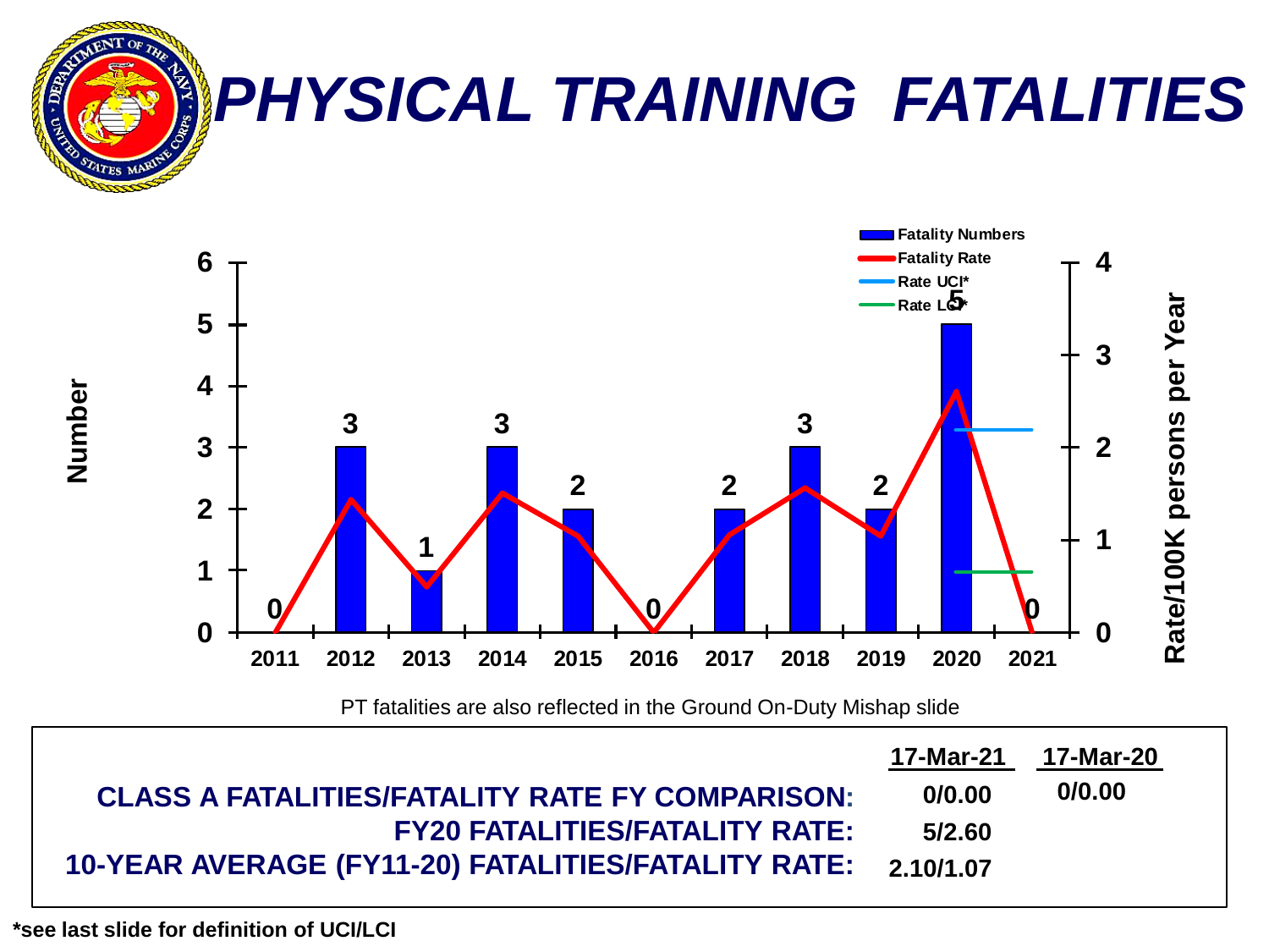# PHYSICAL TRAINING FATALITIES

| Year | Fatality Numbers |
|---|---|
| 2011 | 0 |
| 2012 | 3 |
| 2013 | 1 |
| 2014 | 3 |
| 2015 | 2 |
| 2016 | 0 |
| 2017 | 2 |
| 2018 | 3 |
| 2019 | 2 |
| 2020 | 5 |
| 2021 | 0 |

Legend: Fatality Numbers; Fatality Rate; Rate UCI*; Rate LCI*

Left axis: Number. Right axis: Rate/100K persons per Year

PT fatalities are also reflected in the Ground On-Duty Mishap slide

| | 17-Mar-21 | 17-Mar-20 |
|---|---|---|
| **CLASS A FATALITIES/FATALITY RATE FY COMPARISON:** | 0/0.00 | 0/0.00 |
| **FY20 FATALITIES/FATALITY RATE:** | 5/2.60 | |
| **10-YEAR AVERAGE (FY11-20) FATALITIES/FATALITY RATE:** | 2.10/1.07 | |

***see last slide for definition of UCI/LCI**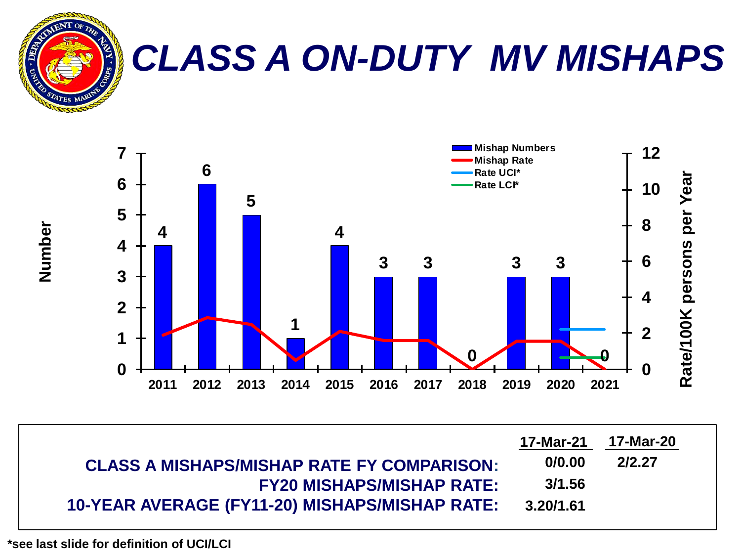# CLASS A ON-DUTY MV MISHAPS

| Year | Mishap Numbers |
|---|---|
| 2011 | 4 |
| 2012 | 6 |
| 2013 | 5 |
| 2014 | 1 |
| 2015 | 4 |
| 2016 | 3 |
| 2017 | 3 |
| 2018 | 0 |
| 2019 | 3 |
| 2020 | 3 |
| 2021 | 0 |

Legend: Mishap Numbers; Mishap Rate; Rate UCI*; Rate LCI*

Left axis: Number. Right axis: Rate/100K persons per Year

| | 17-Mar-21 | 17-Mar-20 |
|---|---|---|
| **CLASS A MISHAPS/MISHAP RATE FY COMPARISON:** | 0/0.00 | 2/2.27 |
| **FY20 MISHAPS/MISHAP RATE:** | 3/1.56 | |
| **10-YEAR AVERAGE (FY11-20) MISHAPS/MISHAP RATE:** | 3.20/1.61 | |

*see last slide for definition of UCI/LCI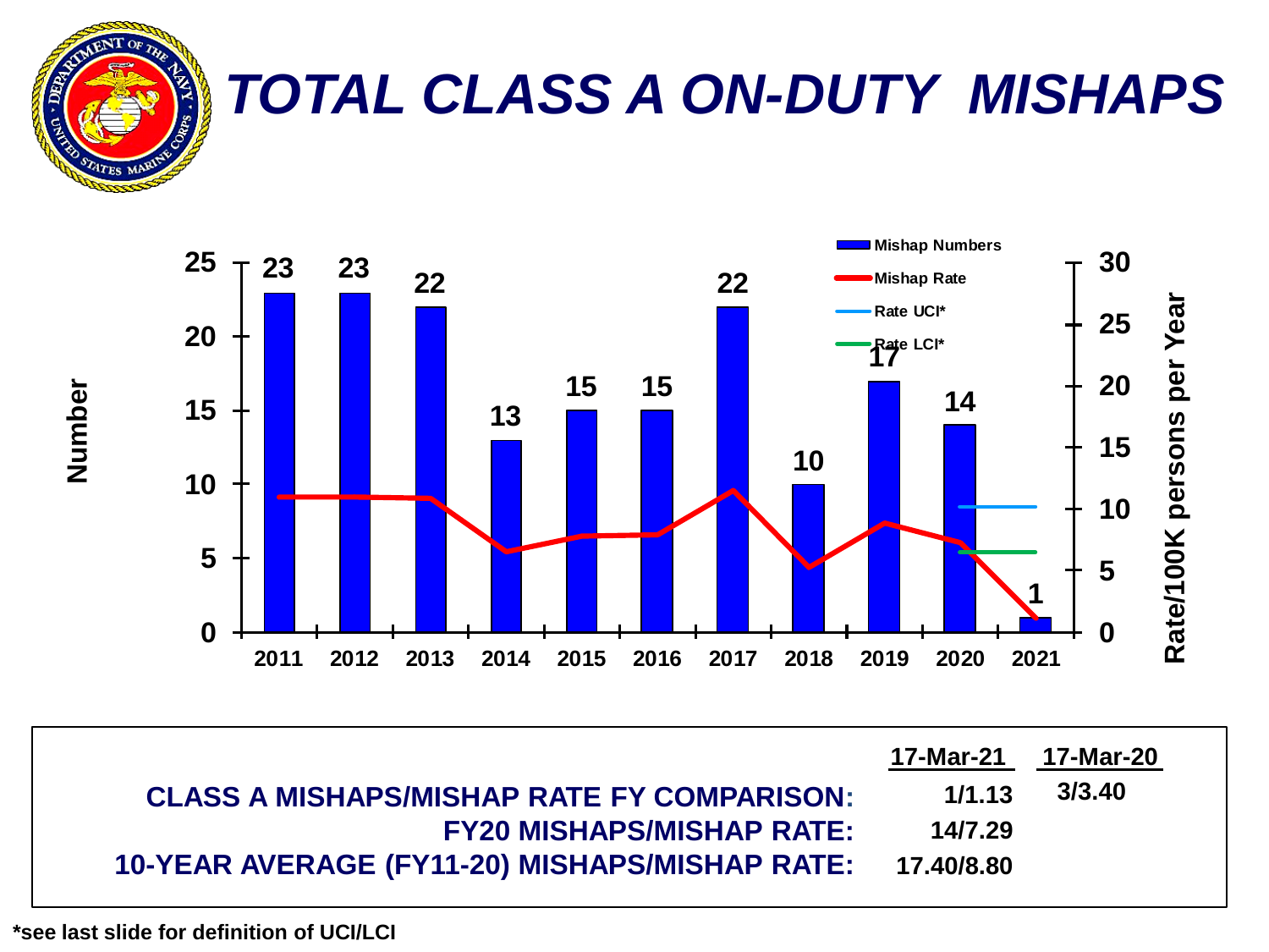# TOTAL CLASS A ON-DUTY MISHAPS

| Year | Mishap Numbers |
|---|---|
| 2011 | 23 |
| 2012 | 23 |
| 2013 | 22 |
| 2014 | 13 |
| 2015 | 15 |
| 2016 | 15 |
| 2017 | 22 |
| 2018 | 10 |
| 2019 | 17 |
| 2020 | 14 |
| 2021 | 1 |

Legend: Mishap Numbers; Mishap Rate; Rate UCI*; Rate LCI*

Left axis: Number. Right axis: Rate/100K persons per Year

| | 17-Mar-21 | 17-Mar-20 |
|---|---|---|
| CLASS A MISHAPS/MISHAP RATE FY COMPARISON: | 1/1.13 | 3/3.40 |
| FY20 MISHAPS/MISHAP RATE: | 14/7.29 | |
| 10-YEAR AVERAGE (FY11-20) MISHAPS/MISHAP RATE: | 17.40/8.80 | |

*see last slide for definition of UCI/LCI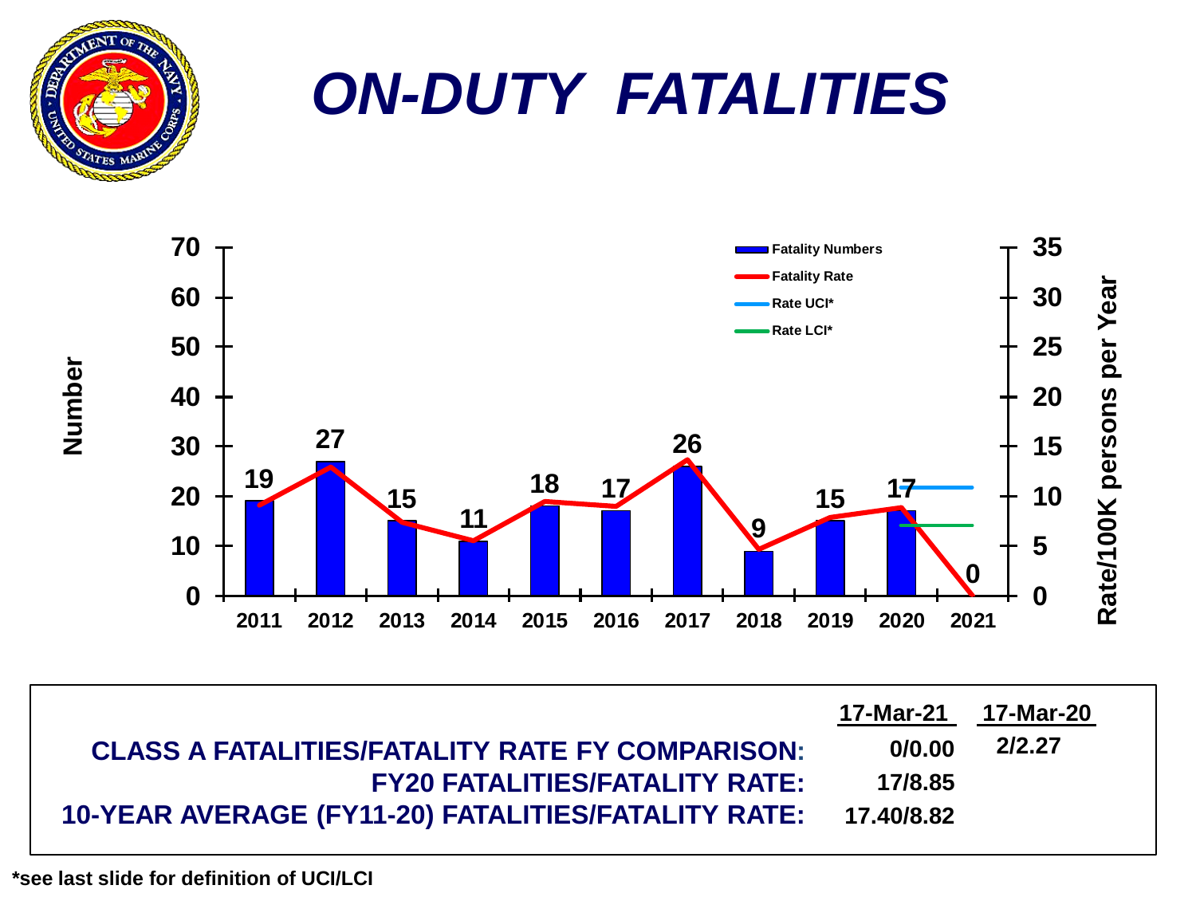# ON-DUTY FATALITIES

| Year | Fatality Numbers |
|---|---|
| 2011 | 19 |
| 2012 | 27 |
| 2013 | 15 |
| 2014 | 11 |
| 2015 | 18 |
| 2016 | 17 |
| 2017 | 26 |
| 2018 | 9 |
| 2019 | 15 |
| 2020 | 17 |
| 2021 | 0 |

Legend: Fatality Numbers; Fatality Rate; Rate UCI*; Rate LCI*

Left axis: Number. Right axis: Rate/100K persons per Year.

| | 17-Mar-21 | 17-Mar-20 |
|---|---|---|
| **CLASS A FATALITIES/FATALITY RATE FY COMPARISON:** | 0/0.00 | 2/2.27 |
| **FY20 FATALITIES/FATALITY RATE:** | 17/8.85 | |
| **10-YEAR AVERAGE (FY11-20) FATALITIES/FATALITY RATE:** | 17.40/8.82 | |

*see last slide for definition of UCI/LCI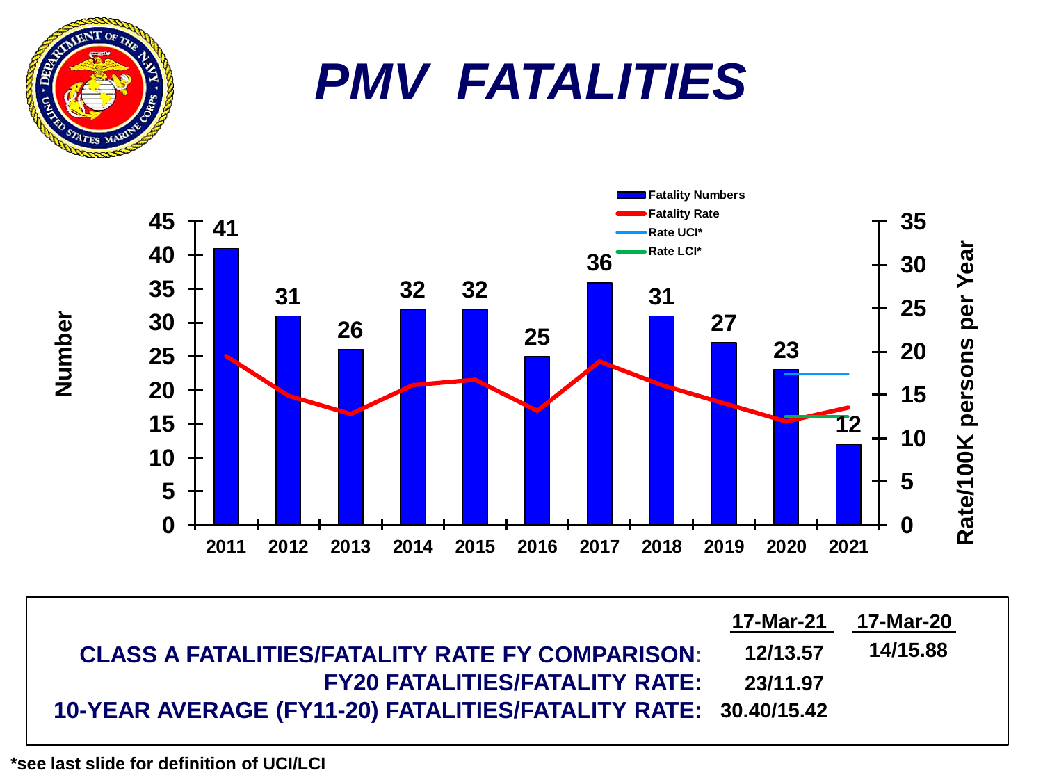# *PMV FATALITIES*

| | 17-Mar-21 | 17-Mar-20 |
|---|---|---|
| CLASS A FATALITIES/FATALITY RATE FY COMPARISON: | 12/13.57 | 14/15.88 |
| FY20 FATALITIES/FATALITY RATE: | 23/11.97 | |
| 10-YEAR AVERAGE (FY11-20) FATALITIES/FATALITY RATE: | 30.40/15.42 | |

*see last slide for definition of UCI/LCI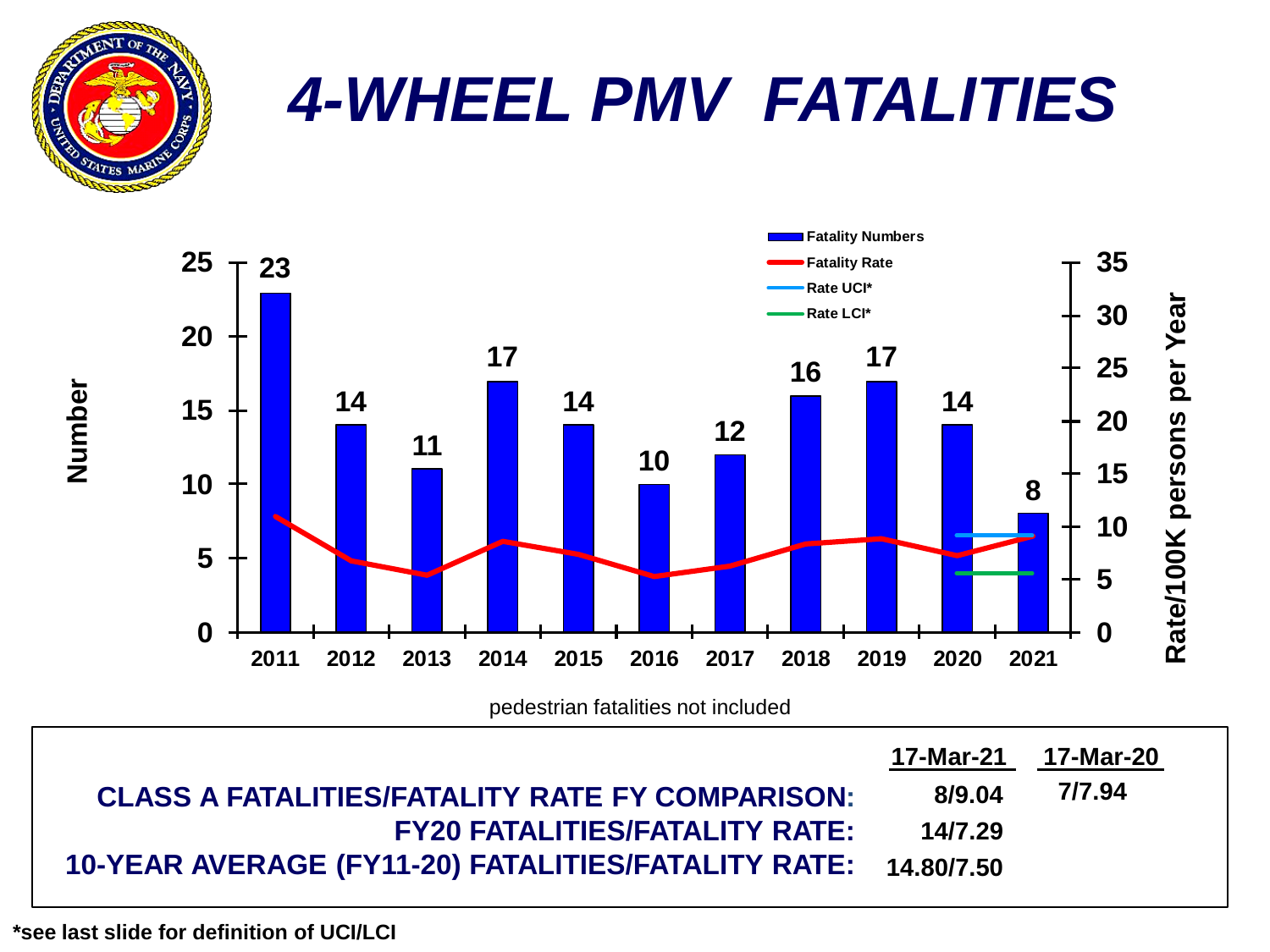# *4-WHEEL PMV FATALITIES*

| Year | Fatality Numbers |
|---|---|
| 2011 | 23 |
| 2012 | 14 |
| 2013 | 11 |
| 2014 | 17 |
| 2015 | 14 |
| 2016 | 10 |
| 2017 | 12 |
| 2018 | 16 |
| 2019 | 17 |
| 2020 | 14 |
| 2021 | 8 |

Legend: Fatality Numbers; Fatality Rate; Rate UCI*; Rate LCI*

Left axis: Number. Right axis: Rate/100K persons per Year

pedestrian fatalities not included

| | 17-Mar-21 | 17-Mar-20 |
|---|---|---|
| **CLASS A FATALITIES/FATALITY RATE FY COMPARISON:** | 8/9.04 | 7/7.94 |
| **FY20 FATALITIES/FATALITY RATE:** | 14/7.29 | |
| **10-YEAR AVERAGE (FY11-20) FATALITIES/FATALITY RATE:** | 14.80/7.50 | |

**\*see last slide for definition of UCI/LCI**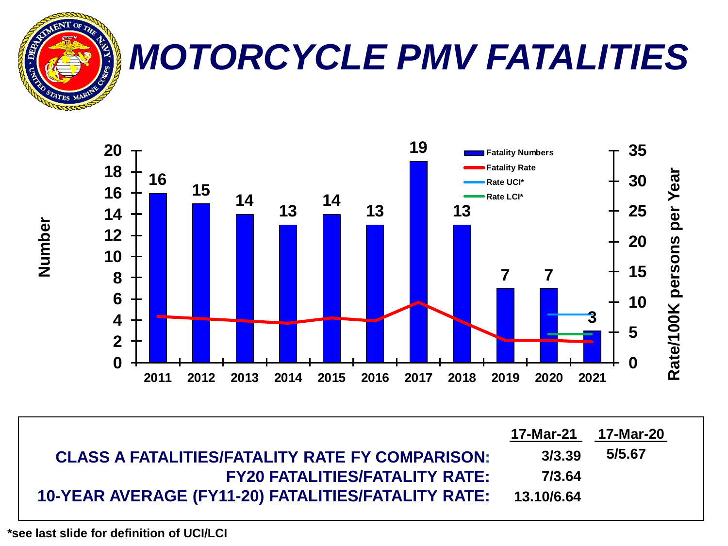# *MOTORCYCLE PMV FATALITIES*

| Year | 2011 | 2012 | 2013 | 2014 | 2015 | 2016 | 2017 | 2018 | 2019 | 2020 | 2021 |
|---|---|---|---|---|---|---|---|---|---|---|---|
| Fatality Numbers | 16 | 15 | 14 | 13 | 14 | 13 | 19 | 13 | 7 | 7 | 3 |

Legend: Fatality Numbers; Fatality Rate; Rate UCI*; Rate LCI*

Left axis: Number. Right axis: Rate/100K persons per Year

| | 17-Mar-21 | 17-Mar-20 |
|---|---|---|
| **CLASS A FATALITIES/FATALITY RATE FY COMPARISON:** | 3/3.39 | 5/5.67 |
| **FY20 FATALITIES/FATALITY RATE:** | 7/3.64 | |
| **10-YEAR AVERAGE (FY11-20) FATALITIES/FATALITY RATE:** | 13.10/6.64 | |

**\*see last slide for definition of UCI/LCI**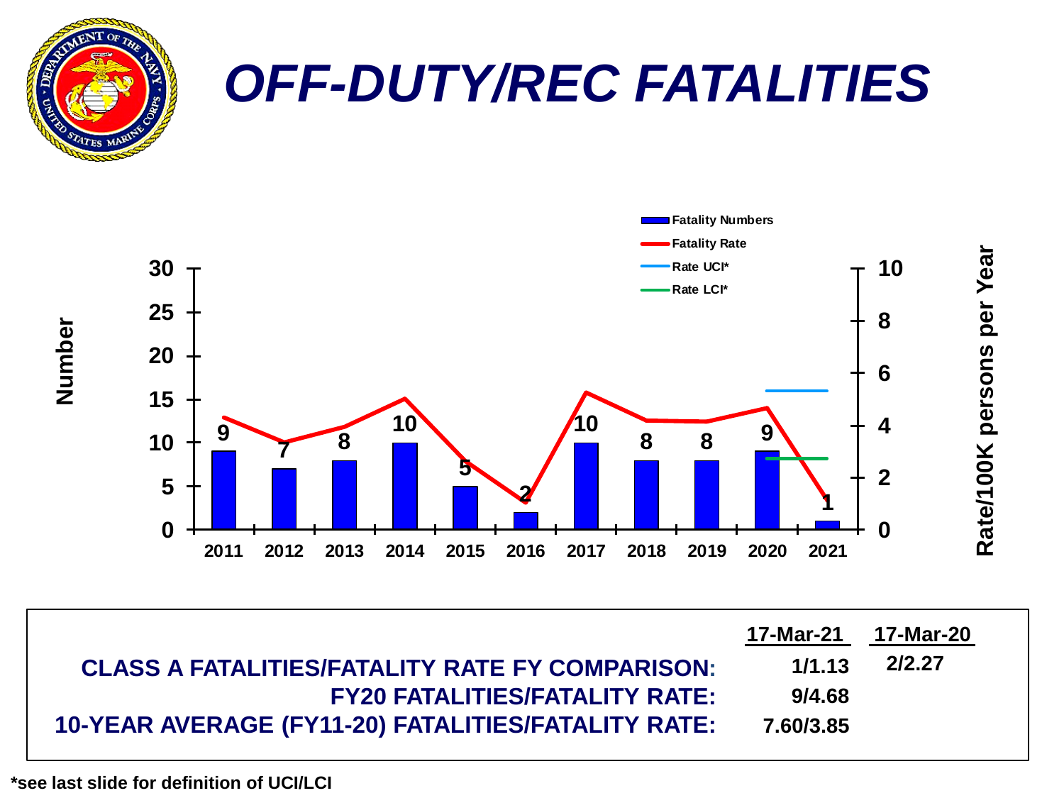# OFF-DUTY/REC FATALITIES

| | 17-Mar-21 | 17-Mar-20 |
|---|---|---|
| CLASS A FATALITIES/FATALITY RATE FY COMPARISON: | 1/1.13 | 2/2.27 |
| FY20 FATALITIES/FATALITY RATE: | 9/4.68 | |
| 10-YEAR AVERAGE (FY11-20) FATALITIES/FATALITY RATE: | 7.60/3.85 | |

*see last slide for definition of UCI/LCI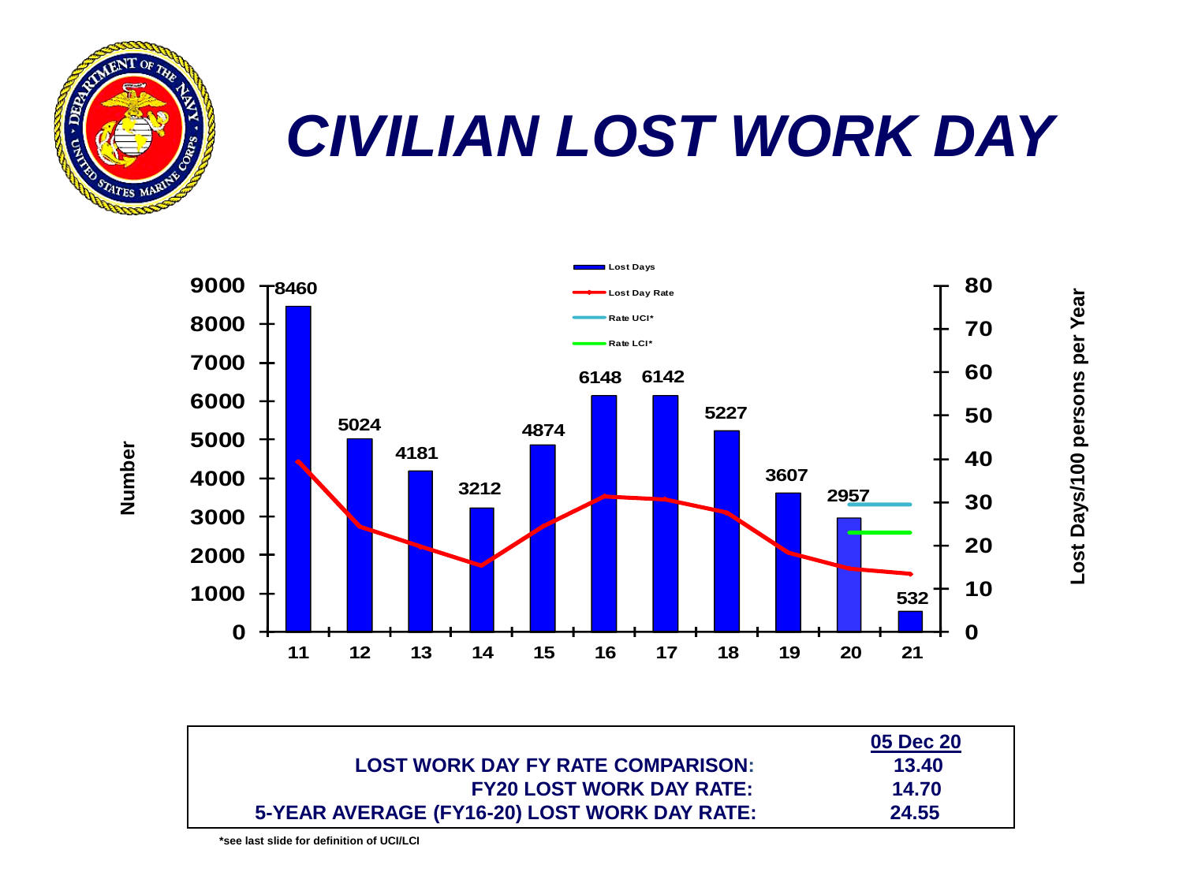# CIVILIAN LOST WORK DAY

Legend: Lost Days; Lost Day Rate; Rate UCI*; Rate LCI*

| FY | 11 | 12 | 13 | 14 | 15 | 16 | 17 | 18 | 19 | 20 | 21 |
|---|---|---|---|---|---|---|---|---|---|---|---|
| Lost Days | 8460 | 5024 | 4181 | 3212 | 4874 | 6148 | 6142 | 5227 | 3607 | 2957 | 532 |

Left axis: Number (0–9000). Right axis: Lost Days/100 persons per Year (0–80).

| | 05 Dec 20 |
|---|---|
| LOST WORK DAY FY RATE COMPARISON: | 13.40 |
| FY20 LOST WORK DAY RATE: | 14.70 |
| 5-YEAR AVERAGE (FY16-20) LOST WORK DAY RATE: | 24.55 |

*see last slide for definition of UCI/LCI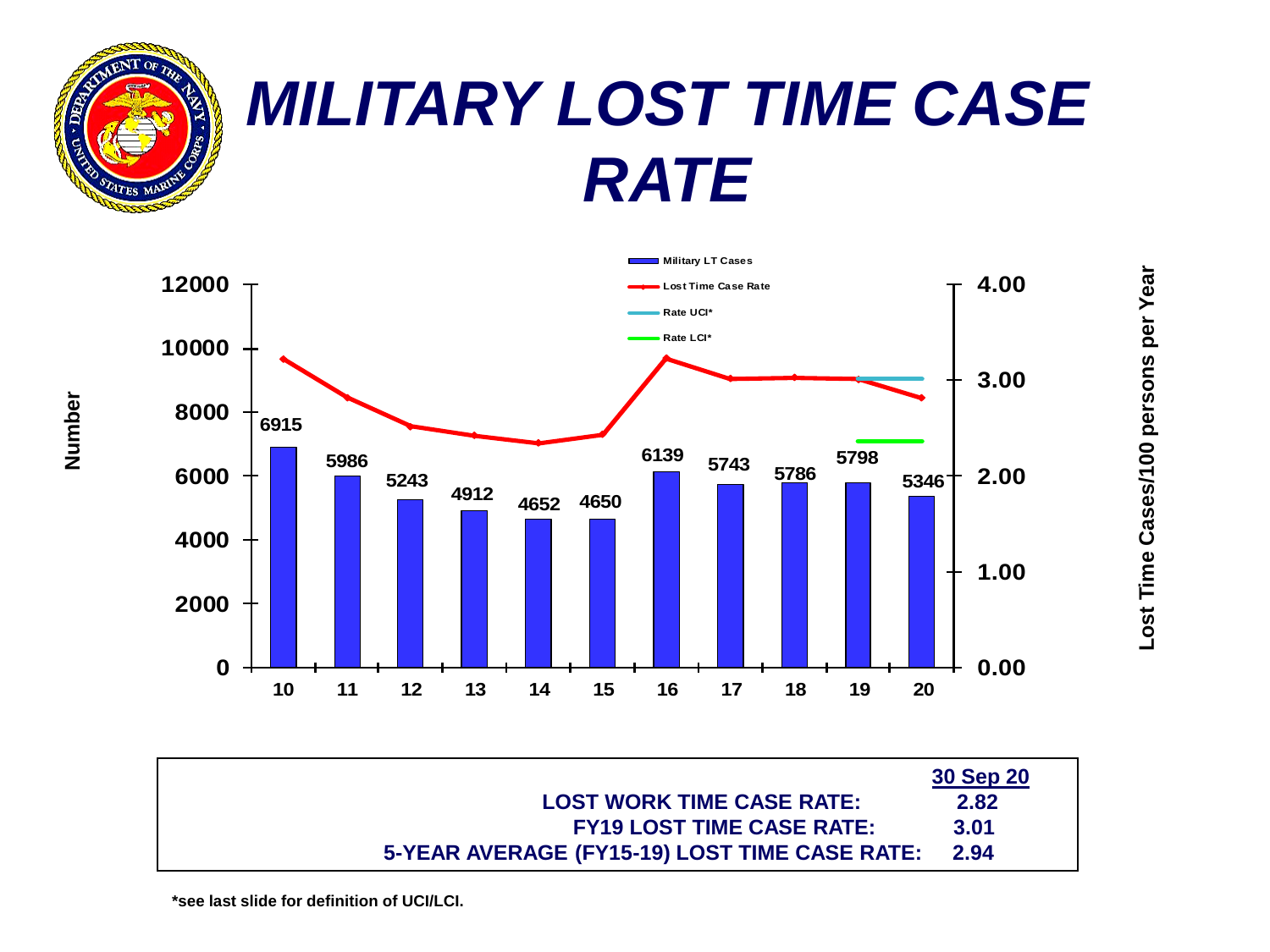# MILITARY LOST TIME CASE RATE

| FY | Military LT Cases |
|---|---|
| 10 | 6915 |
| 11 | 5986 |
| 12 | 5243 |
| 13 | 4912 |
| 14 | 4652 |
| 15 | 4650 |
| 16 | 6139 |
| 17 | 5743 |
| 18 | 5786 |
| 19 | 5798 |
| 20 | 5346 |

Legend: Military LT Cases; Lost Time Case Rate; Rate UCI*; Rate LCI*

Left axis: Number. Right axis: Lost Time Cases/100 persons per Year

| | 30 Sep 20 |
|---|---|
| LOST WORK TIME CASE RATE: | 2.82 |
| FY19 LOST TIME CASE RATE: | 3.01 |
| 5-YEAR AVERAGE (FY15-19) LOST TIME CASE RATE: | 2.94 |

*see last slide for definition of UCI/LCI.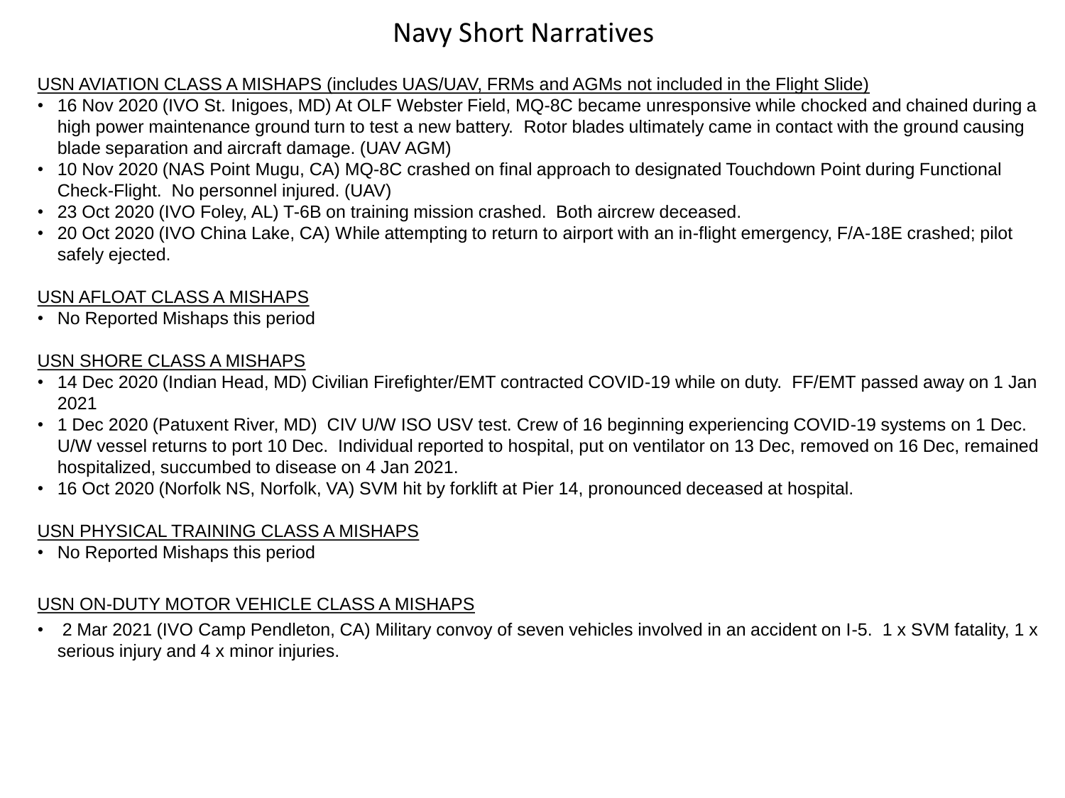# Navy Short Narratives

USN AVIATION CLASS A MISHAPS (includes UAS/UAV, FRMs and AGMs not included in the Flight Slide)

- 16 Nov 2020 (IVO St. Inigoes, MD) At OLF Webster Field, MQ-8C became unresponsive while chocked and chained during a high power maintenance ground turn to test a new battery. Rotor blades ultimately came in contact with the ground causing blade separation and aircraft damage. (UAV AGM)
- 10 Nov 2020 (NAS Point Mugu, CA) MQ-8C crashed on final approach to designated Touchdown Point during Functional Check-Flight. No personnel injured. (UAV)
- 23 Oct 2020 (IVO Foley, AL) T-6B on training mission crashed. Both aircrew deceased.
- 20 Oct 2020 (IVO China Lake, CA) While attempting to return to airport with an in-flight emergency, F/A-18E crashed; pilot safely ejected.

USN AFLOAT CLASS A MISHAPS

- No Reported Mishaps this period

USN SHORE CLASS A MISHAPS

- 14 Dec 2020 (Indian Head, MD) Civilian Firefighter/EMT contracted COVID-19 while on duty. FF/EMT passed away on 1 Jan 2021
- 1 Dec 2020 (Patuxent River, MD) CIV U/W ISO USV test. Crew of 16 beginning experiencing COVID-19 systems on 1 Dec. U/W vessel returns to port 10 Dec. Individual reported to hospital, put on ventilator on 13 Dec, removed on 16 Dec, remained hospitalized, succumbed to disease on 4 Jan 2021.
- 16 Oct 2020 (Norfolk NS, Norfolk, VA) SVM hit by forklift at Pier 14, pronounced deceased at hospital.

USN PHYSICAL TRAINING CLASS A MISHAPS

- No Reported Mishaps this period

USN ON-DUTY MOTOR VEHICLE CLASS A MISHAPS

- 2 Mar 2021 (IVO Camp Pendleton, CA) Military convoy of seven vehicles involved in an accident on I-5. 1 x SVM fatality, 1 x serious injury and 4 x minor injuries.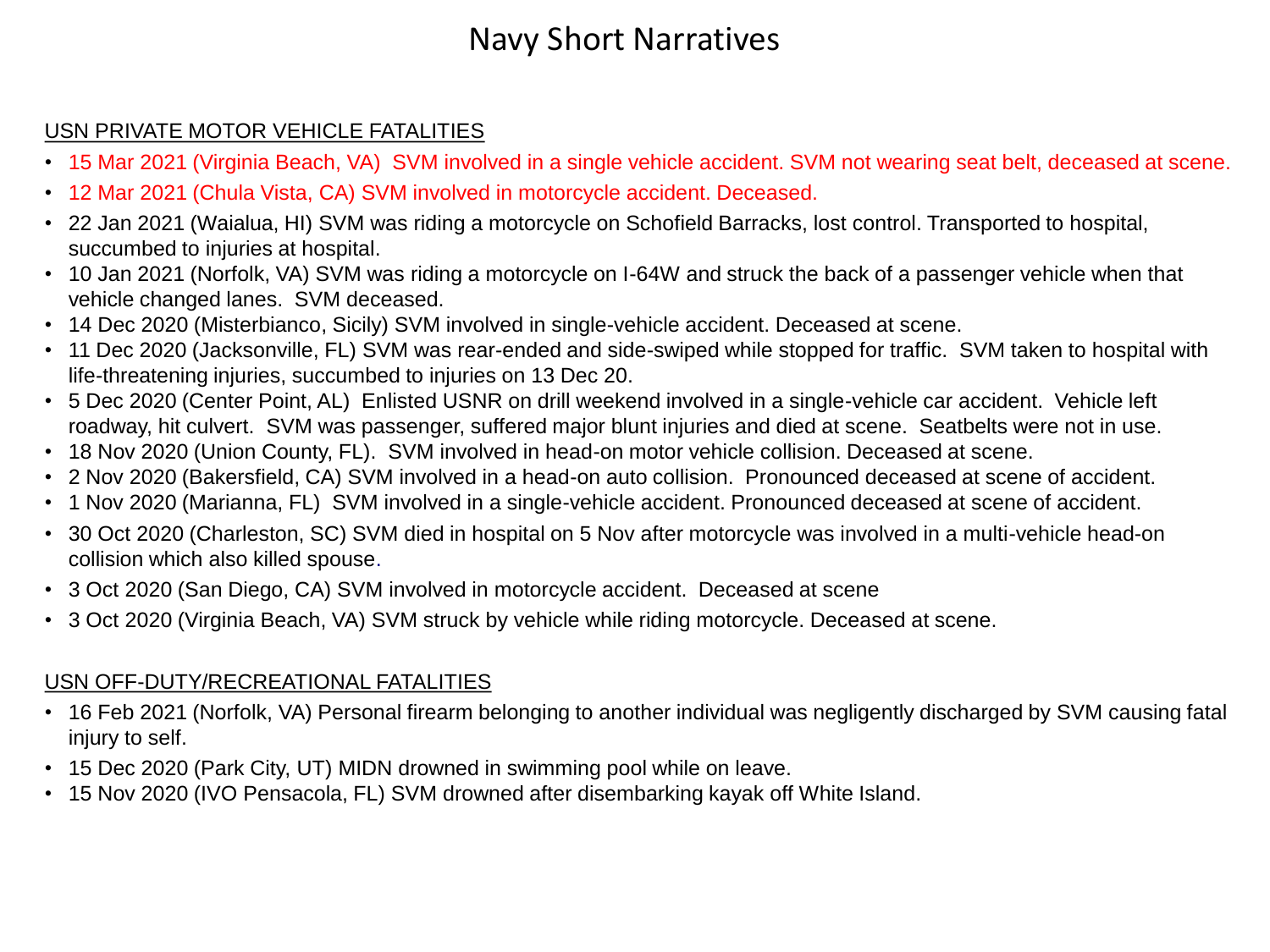# Navy Short Narratives

USN PRIVATE MOTOR VEHICLE FATALITIES

- 15 Mar 2021 (Virginia Beach, VA) SVM involved in a single vehicle accident. SVM not wearing seat belt, deceased at scene.
- 12 Mar 2021 (Chula Vista, CA) SVM involved in motorcycle accident. Deceased.
- 22 Jan 2021 (Waialua, HI) SVM was riding a motorcycle on Schofield Barracks, lost control. Transported to hospital, succumbed to injuries at hospital.
- 10 Jan 2021 (Norfolk, VA) SVM was riding a motorcycle on I-64W and struck the back of a passenger vehicle when that vehicle changed lanes. SVM deceased.
- 14 Dec 2020 (Misterbianco, Sicily) SVM involved in single-vehicle accident. Deceased at scene.
- 11 Dec 2020 (Jacksonville, FL) SVM was rear-ended and side-swiped while stopped for traffic. SVM taken to hospital with life-threatening injuries, succumbed to injuries on 13 Dec 20.
- 5 Dec 2020 (Center Point, AL) Enlisted USNR on drill weekend involved in a single-vehicle car accident. Vehicle left roadway, hit culvert. SVM was passenger, suffered major blunt injuries and died at scene. Seatbelts were not in use.
- 18 Nov 2020 (Union County, FL). SVM involved in head-on motor vehicle collision. Deceased at scene.
- 2 Nov 2020 (Bakersfield, CA) SVM involved in a head-on auto collision. Pronounced deceased at scene of accident.
- 1 Nov 2020 (Marianna, FL) SVM involved in a single-vehicle accident. Pronounced deceased at scene of accident.
- 30 Oct 2020 (Charleston, SC) SVM died in hospital on 5 Nov after motorcycle was involved in a multi-vehicle head-on collision which also killed spouse.
- 3 Oct 2020 (San Diego, CA) SVM involved in motorcycle accident. Deceased at scene
- 3 Oct 2020 (Virginia Beach, VA) SVM struck by vehicle while riding motorcycle. Deceased at scene.

USN OFF-DUTY/RECREATIONAL FATALITIES

- 16 Feb 2021 (Norfolk, VA) Personal firearm belonging to another individual was negligently discharged by SVM causing fatal injury to self.
- 15 Dec 2020 (Park City, UT) MIDN drowned in swimming pool while on leave.
- 15 Nov 2020 (IVO Pensacola, FL) SVM drowned after disembarking kayak off White Island.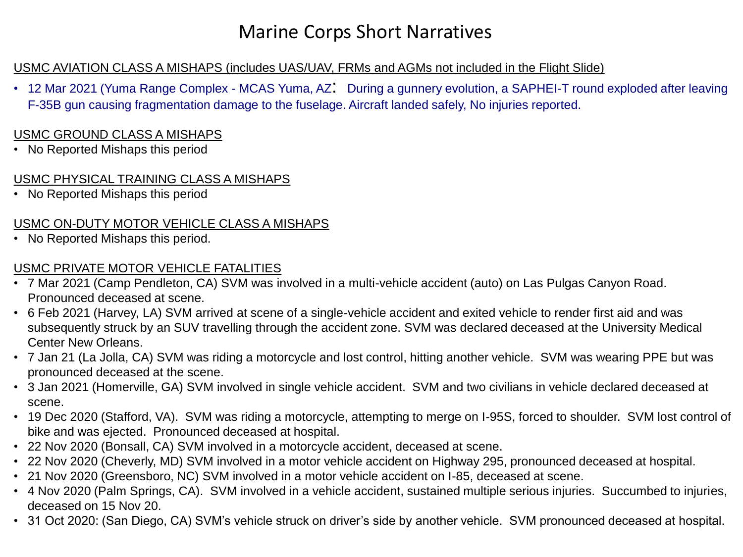# Marine Corps Short Narratives

USMC AVIATION CLASS A MISHAPS (includes UAS/UAV, FRMs and AGMs not included in the Flight Slide)

- 12 Mar 2021 (Yuma Range Complex - MCAS Yuma, AZ: During a gunnery evolution, a SAPHEI-T round exploded after leaving F-35B gun causing fragmentation damage to the fuselage. Aircraft landed safely, No injuries reported.

USMC GROUND CLASS A MISHAPS

- No Reported Mishaps this period

USMC PHYSICAL TRAINING CLASS A MISHAPS

- No Reported Mishaps this period

USMC ON-DUTY MOTOR VEHICLE CLASS A MISHAPS

- No Reported Mishaps this period.

USMC PRIVATE MOTOR VEHICLE FATALITIES

- 7 Mar 2021 (Camp Pendleton, CA) SVM was involved in a multi-vehicle accident (auto) on Las Pulgas Canyon Road. Pronounced deceased at scene.
- 6 Feb 2021 (Harvey, LA) SVM arrived at scene of a single-vehicle accident and exited vehicle to render first aid and was subsequently struck by an SUV travelling through the accident zone. SVM was declared deceased at the University Medical Center New Orleans.
- 7 Jan 21 (La Jolla, CA) SVM was riding a motorcycle and lost control, hitting another vehicle. SVM was wearing PPE but was pronounced deceased at the scene.
- 3 Jan 2021 (Homerville, GA) SVM involved in single vehicle accident. SVM and two civilians in vehicle declared deceased at scene.
- 19 Dec 2020 (Stafford, VA). SVM was riding a motorcycle, attempting to merge on I-95S, forced to shoulder. SVM lost control of bike and was ejected. Pronounced deceased at hospital.
- 22 Nov 2020 (Bonsall, CA) SVM involved in a motorcycle accident, deceased at scene.
- 22 Nov 2020 (Cheverly, MD) SVM involved in a motor vehicle accident on Highway 295, pronounced deceased at hospital.
- 21 Nov 2020 (Greensboro, NC) SVM involved in a motor vehicle accident on I-85, deceased at scene.
- 4 Nov 2020 (Palm Springs, CA). SVM involved in a vehicle accident, sustained multiple serious injuries. Succumbed to injuries, deceased on 15 Nov 20.
- 31 Oct 2020: (San Diego, CA) SVM's vehicle struck on driver's side by another vehicle. SVM pronounced deceased at hospital.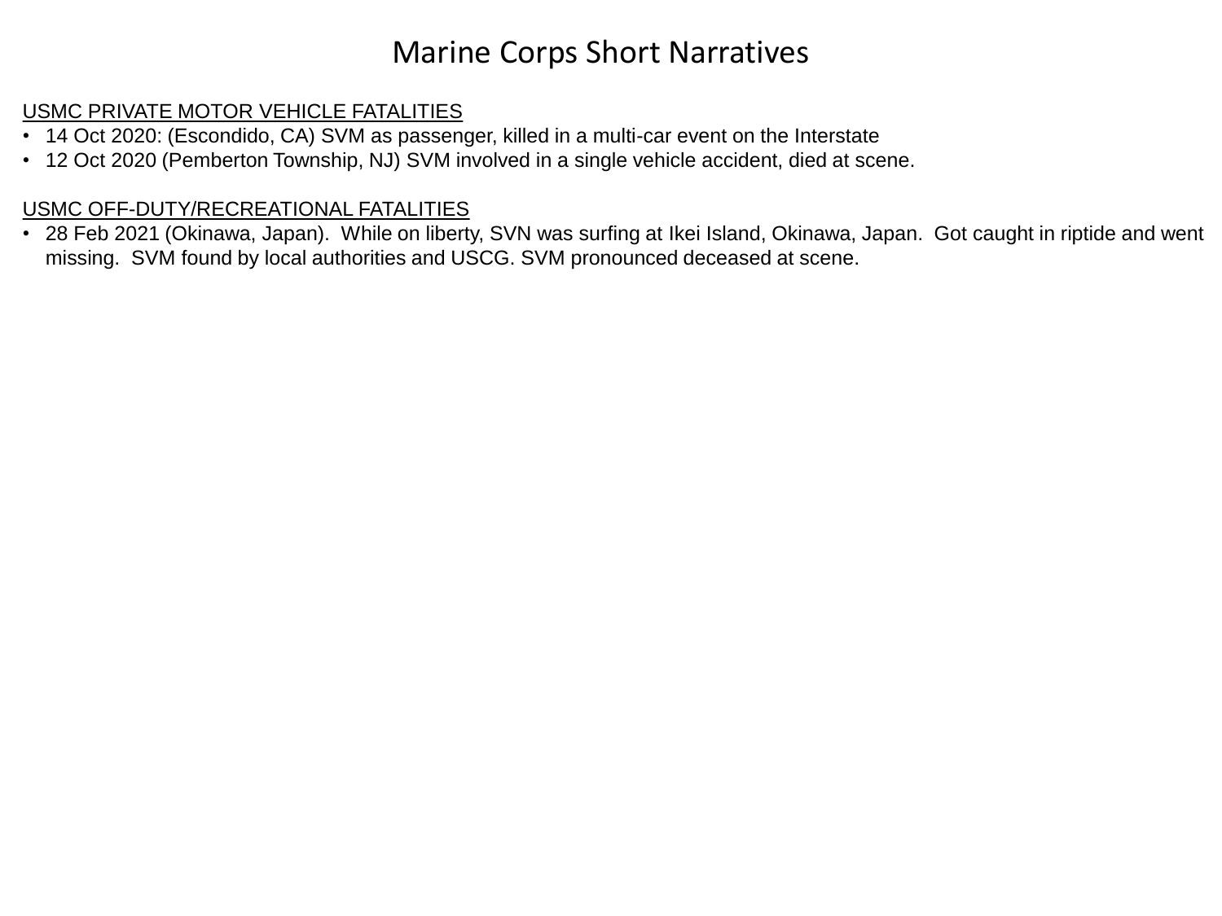# Marine Corps Short Narratives

<u>USMC PRIVATE MOTOR VEHICLE FATALITIES</u>

- 14 Oct 2020: (Escondido, CA) SVM as passenger, killed in a multi-car event on the Interstate
- 12 Oct 2020 (Pemberton Township, NJ) SVM involved in a single vehicle accident, died at scene.

<u>USMC OFF-DUTY/RECREATIONAL FATALITIES</u>

- 28 Feb 2021 (Okinawa, Japan). While on liberty, SVN was surfing at Ikei Island, Okinawa, Japan. Got caught in riptide and went missing. SVM found by local authorities and USCG. SVM pronounced deceased at scene.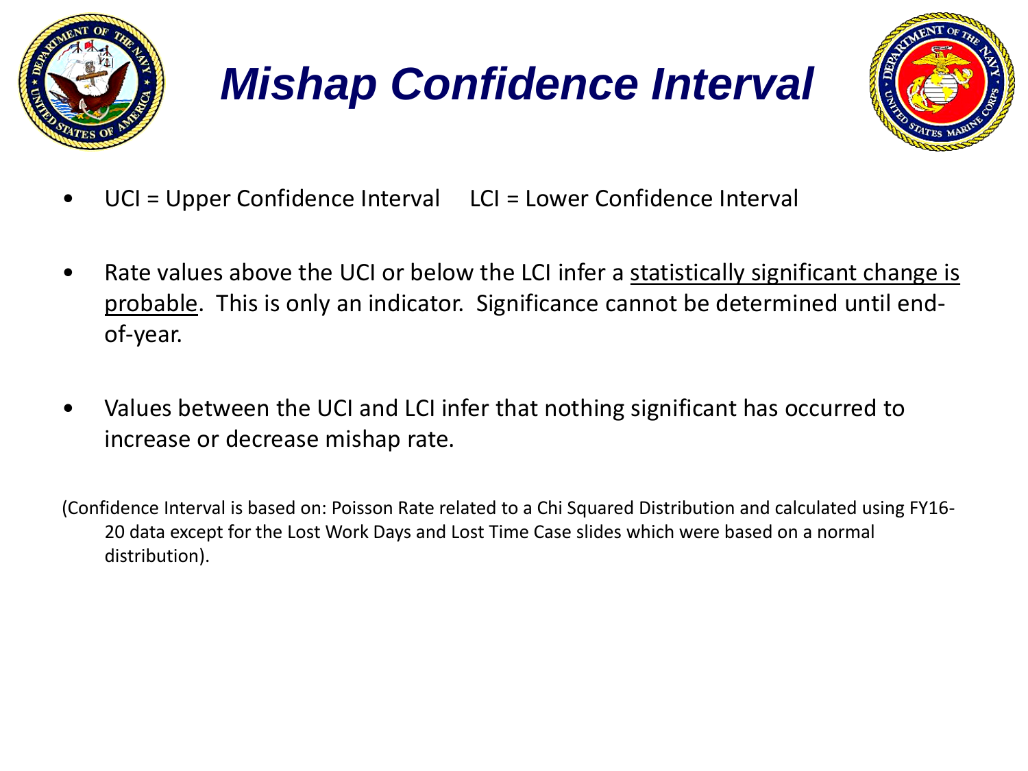# *Mishap Confidence Interval*

- UCI = Upper Confidence Interval     LCI = Lower Confidence Interval
- Rate values above the UCI or below the LCI infer a <u>statistically significant change is probable</u>. This is only an indicator. Significance cannot be determined until end-of-year.
- Values between the UCI and LCI infer that nothing significant has occurred to increase or decrease mishap rate.

(Confidence Interval is based on: Poisson Rate related to a Chi Squared Distribution and calculated using FY16-20 data except for the Lost Work Days and Lost Time Case slides which were based on a normal distribution).